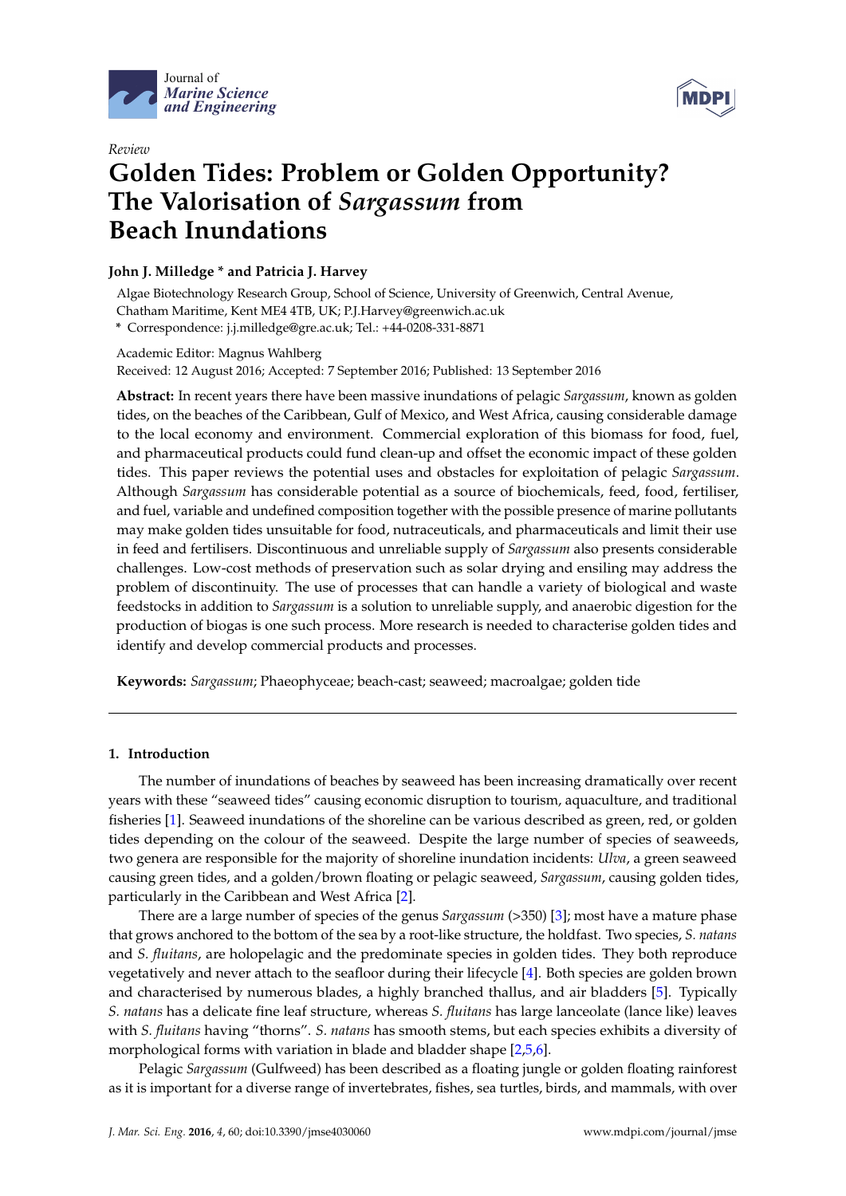Journal of Marine Science and Engineering

*Review*

# Golden Tides: Problem or Golden Opportunity? The Valorisation of *Sargassum* from Beach Inundations

**John J. Milledge * and Patricia J. Harvey**

Algae Biotechnology Research Group, School of Science, University of Greenwich, Central Avenue, Chatham Maritime, Kent ME4 4TB, UK; P.J.Harvey@greenwich.ac.uk

\* Correspondence: j.j.milledge@gre.ac.uk; Tel.: +44-0208-331-8871

Academic Editor: Magnus Wahlberg

Received: 12 August 2016; Accepted: 7 September 2016; Published: 13 September 2016

**Abstract:** In recent years there have been massive inundations of pelagic *Sargassum*, known as golden tides, on the beaches of the Caribbean, Gulf of Mexico, and West Africa, causing considerable damage to the local economy and environment. Commercial exploration of this biomass for food, fuel, and pharmaceutical products could fund clean-up and offset the economic impact of these golden tides. This paper reviews the potential uses and obstacles for exploitation of pelagic *Sargassum*. Although *Sargassum* has considerable potential as a source of biochemicals, feed, food, fertiliser, and fuel, variable and undefined composition together with the possible presence of marine pollutants may make golden tides unsuitable for food, nutraceuticals, and pharmaceuticals and limit their use in feed and fertilisers. Discontinuous and unreliable supply of *Sargassum* also presents considerable challenges. Low-cost methods of preservation such as solar drying and ensiling may address the problem of discontinuity. The use of processes that can handle a variety of biological and waste feedstocks in addition to *Sargassum* is a solution to unreliable supply, and anaerobic digestion for the production of biogas is one such process. More research is needed to characterise golden tides and identify and develop commercial products and processes.

**Keywords:** *Sargassum*; Phaeophyceae; beach-cast; seaweed; macroalgae; golden tide

## 1. Introduction

The number of inundations of beaches by seaweed has been increasing dramatically over recent years with these "seaweed tides" causing economic disruption to tourism, aquaculture, and traditional fisheries [1]. Seaweed inundations of the shoreline can be various described as green, red, or golden tides depending on the colour of the seaweed. Despite the large number of species of seaweeds, two genera are responsible for the majority of shoreline inundation incidents: *Ulva*, a green seaweed causing green tides, and a golden/brown floating or pelagic seaweed, *Sargassum*, causing golden tides, particularly in the Caribbean and West Africa [2].

There are a large number of species of the genus *Sargassum* (>350) [3]; most have a mature phase that grows anchored to the bottom of the sea by a root-like structure, the holdfast. Two species, *S. natans* and *S. fluitans*, are holopelagic and the predominate species in golden tides. They both reproduce vegetatively and never attach to the seafloor during their lifecycle [4]. Both species are golden brown and characterised by numerous blades, a highly branched thallus, and air bladders [5]. Typically *S. natans* has a delicate fine leaf structure, whereas *S. fluitans* has large lanceolate (lance like) leaves with *S. fluitans* having "thorns". *S. natans* has smooth stems, but each species exhibits a diversity of morphological forms with variation in blade and bladder shape [2,5,6].

Pelagic *Sargassum* (Gulfweed) has been described as a floating jungle or golden floating rainforest as it is important for a diverse range of invertebrates, fishes, sea turtles, birds, and mammals, with over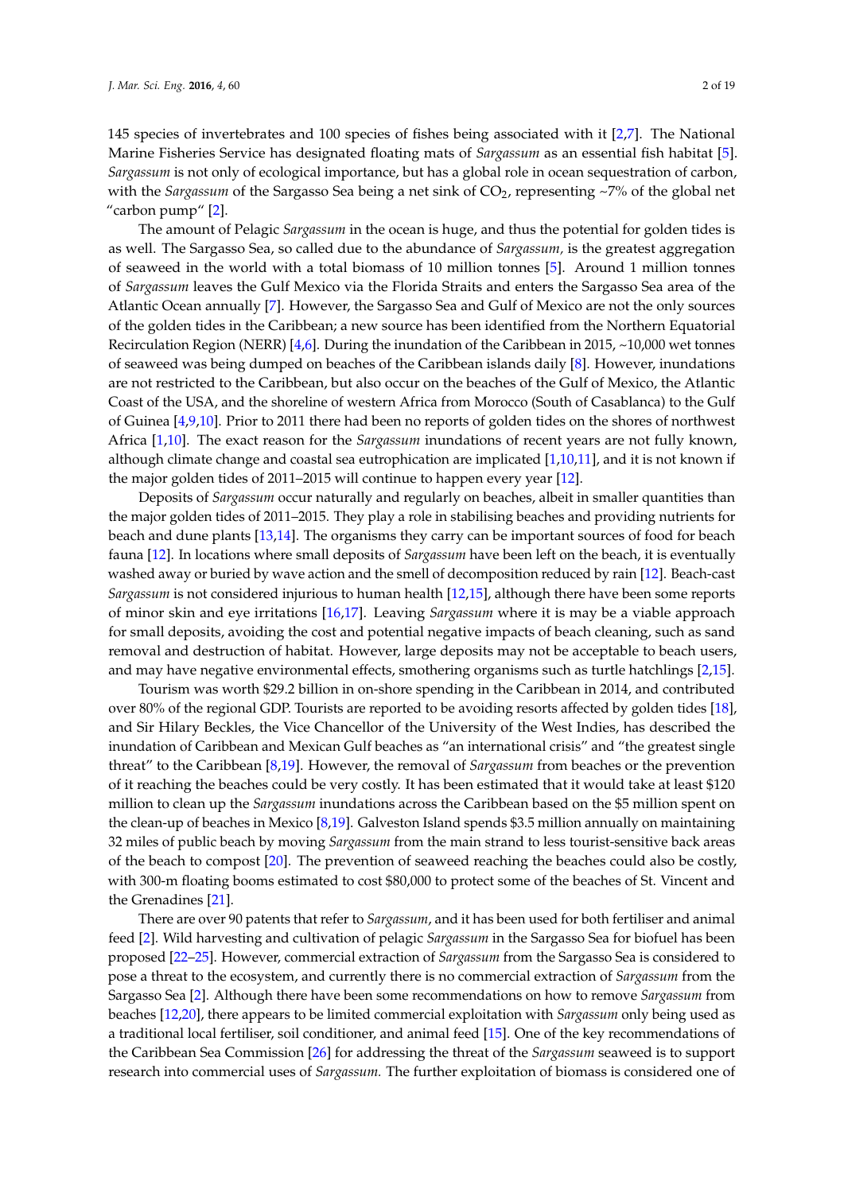145 species of invertebrates and 100 species of fishes being associated with it [2,7]. The National Marine Fisheries Service has designated floating mats of *Sargassum* as an essential fish habitat [5]. *Sargassum* is not only of ecological importance, but has a global role in ocean sequestration of carbon, with the *Sargassum* of the Sargasso Sea being a net sink of $CO_2$, representing ~7% of the global net "carbon pump" [2].

The amount of Pelagic *Sargassum* in the ocean is huge, and thus the potential for golden tides is as well. The Sargasso Sea, so called due to the abundance of *Sargassum,* is the greatest aggregation of seaweed in the world with a total biomass of 10 million tonnes [5]. Around 1 million tonnes of *Sargassum* leaves the Gulf Mexico via the Florida Straits and enters the Sargasso Sea area of the Atlantic Ocean annually [7]. However, the Sargasso Sea and Gulf of Mexico are not the only sources of the golden tides in the Caribbean; a new source has been identified from the Northern Equatorial Recirculation Region (NERR) [4,6]. During the inundation of the Caribbean in 2015, ~10,000 wet tonnes of seaweed was being dumped on beaches of the Caribbean islands daily [8]. However, inundations are not restricted to the Caribbean, but also occur on the beaches of the Gulf of Mexico, the Atlantic Coast of the USA, and the shoreline of western Africa from Morocco (South of Casablanca) to the Gulf of Guinea [4,9,10]. Prior to 2011 there had been no reports of golden tides on the shores of northwest Africa [1,10]. The exact reason for the *Sargassum* inundations of recent years are not fully known, although climate change and coastal sea eutrophication are implicated [1,10,11], and it is not known if the major golden tides of 2011–2015 will continue to happen every year [12].

Deposits of *Sargassum* occur naturally and regularly on beaches, albeit in smaller quantities than the major golden tides of 2011–2015. They play a role in stabilising beaches and providing nutrients for beach and dune plants [13,14]. The organisms they carry can be important sources of food for beach fauna [12]. In locations where small deposits of *Sargassum* have been left on the beach, it is eventually washed away or buried by wave action and the smell of decomposition reduced by rain [12]. Beach-cast *Sargassum* is not considered injurious to human health [12,15], although there have been some reports of minor skin and eye irritations [16,17]. Leaving *Sargassum* where it is may be a viable approach for small deposits, avoiding the cost and potential negative impacts of beach cleaning, such as sand removal and destruction of habitat. However, large deposits may not be acceptable to beach users, and may have negative environmental effects, smothering organisms such as turtle hatchlings [2,15].

Tourism was worth $29.2 billion in on-shore spending in the Caribbean in 2014, and contributed over 80% of the regional GDP. Tourists are reported to be avoiding resorts affected by golden tides [18], and Sir Hilary Beckles, the Vice Chancellor of the University of the West Indies, has described the inundation of Caribbean and Mexican Gulf beaches as "an international crisis" and "the greatest single threat" to the Caribbean [8,19]. However, the removal of *Sargassum* from beaches or the prevention of it reaching the beaches could be very costly. It has been estimated that it would take at least $120 million to clean up the *Sargassum* inundations across the Caribbean based on the $5 million spent on the clean-up of beaches in Mexico [8,19]. Galveston Island spends $3.5 million annually on maintaining 32 miles of public beach by moving *Sargassum* from the main strand to less tourist-sensitive back areas of the beach to compost [20]. The prevention of seaweed reaching the beaches could also be costly, with 300-m floating booms estimated to cost $80,000 to protect some of the beaches of St. Vincent and the Grenadines [21].

There are over 90 patents that refer to *Sargassum*, and it has been used for both fertiliser and animal feed [2]. Wild harvesting and cultivation of pelagic *Sargassum* in the Sargasso Sea for biofuel has been proposed [22–25]. However, commercial extraction of *Sargassum* from the Sargasso Sea is considered to pose a threat to the ecosystem, and currently there is no commercial extraction of *Sargassum* from the Sargasso Sea [2]. Although there have been some recommendations on how to remove *Sargassum* from beaches [12,20], there appears to be limited commercial exploitation with *Sargassum* only being used as a traditional local fertiliser, soil conditioner, and animal feed [15]. One of the key recommendations of the Caribbean Sea Commission [26] for addressing the threat of the *Sargassum* seaweed is to support research into commercial uses of *Sargassum.* The further exploitation of biomass is considered one of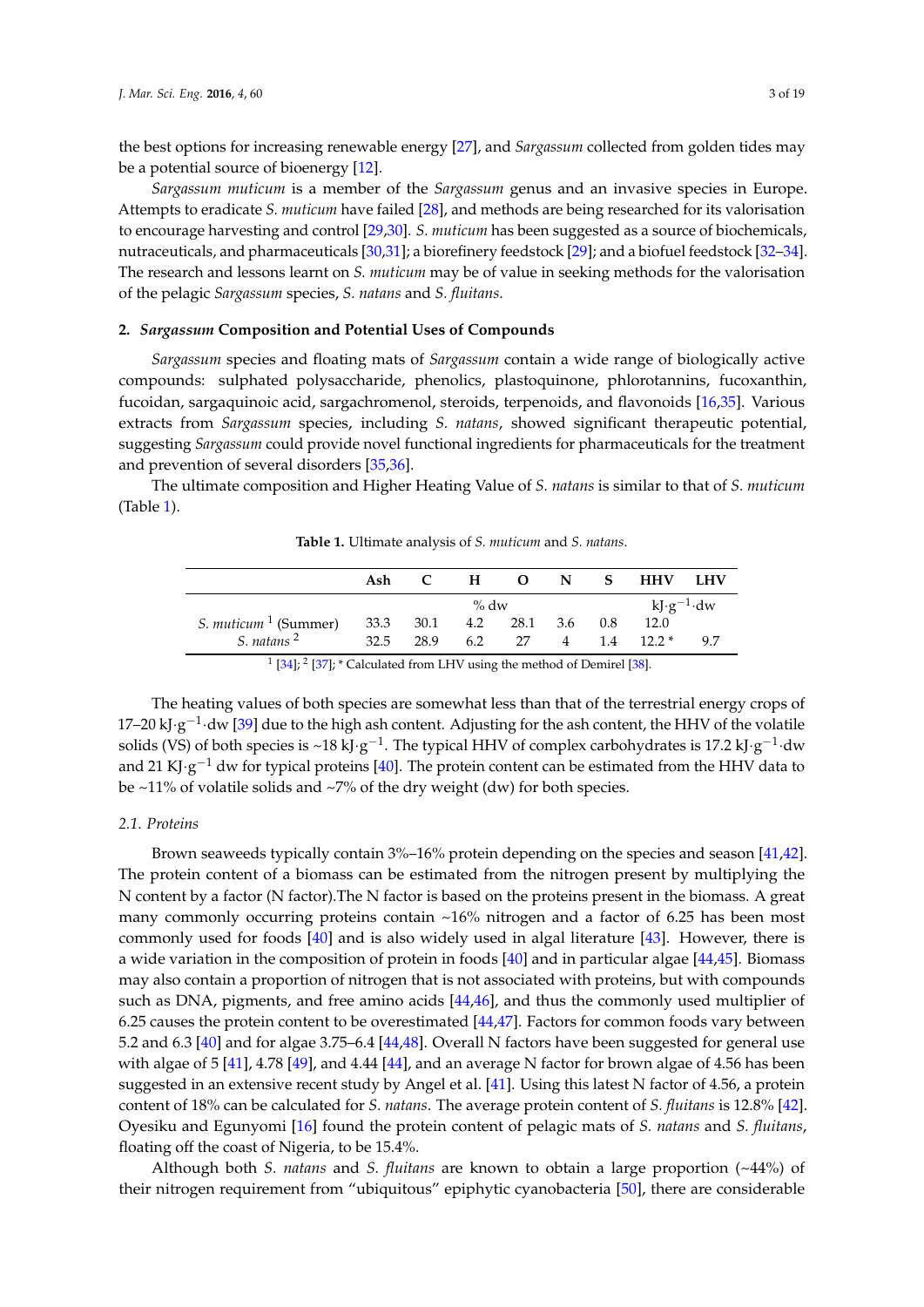the best options for increasing renewable energy [27], and *Sargassum* collected from golden tides may be a potential source of bioenergy [12].

*Sargassum muticum* is a member of the *Sargassum* genus and an invasive species in Europe. Attempts to eradicate *S. muticum* have failed [28], and methods are being researched for its valorisation to encourage harvesting and control [29,30]. *S. muticum* has been suggested as a source of biochemicals, nutraceuticals, and pharmaceuticals [30,31]; a biorefinery feedstock [29]; and a biofuel feedstock [32–34]. The research and lessons learnt on *S. muticum* may be of value in seeking methods for the valorisation of the pelagic *Sargassum* species, *S. natans* and *S. fluitans*.

## 2. *Sargassum* Composition and Potential Uses of Compounds

*Sargassum* species and floating mats of *Sargassum* contain a wide range of biologically active compounds: sulphated polysaccharide, phenolics, plastoquinone, phlorotannins, fucoxanthin, fucoidan, sargaquinoic acid, sargachromenol, steroids, terpenoids, and flavonoids [16,35]. Various extracts from *Sargassum* species, including *S. natans*, showed significant therapeutic potential, suggesting *Sargassum* could provide novel functional ingredients for pharmaceuticals for the treatment and prevention of several disorders [35,36].

The ultimate composition and Higher Heating Value of *S. natans* is similar to that of *S. muticum* (Table 1).

**Table 1.** Ultimate analysis of *S. muticum* and *S. natans*.

| | Ash | C | H | O | N | S | HHV | LHV |
|---|---|---|---|---|---|---|---|---|
| | % dw | | | | | | $kJ \cdot g^{-1} \cdot dw$ | |
| *S. muticum* [1] (Summer) | 33.3 | 30.1 | 4.2 | 28.1 | 3.6 | 0.8 | 12.0 | |
| *S. natans* [2] | 32.5 | 28.9 | 6.2 | 27 | 4 | 1.4 | 12.2 * | 9.7 |

[1] [34]; [2] [37]; * Calculated from LHV using the method of Demirel [38].

The heating values of both species are somewhat less than that of the terrestrial energy crops of 17–20 $kJ \cdot g^{-1} \cdot dw$ [39] due to the high ash content. Adjusting for the ash content, the HHV of the volatile solids (VS) of both species is ~18 $kJ \cdot g^{-1}$. The typical HHV of complex carbohydrates is 17.2 $kJ \cdot g^{-1} \cdot dw$ and 21 $KJ \cdot g^{-1}$ dw for typical proteins [40]. The protein content can be estimated from the HHV data to be ~11% of volatile solids and ~7% of the dry weight (dw) for both species.

### 2.1. Proteins

Brown seaweeds typically contain 3%–16% protein depending on the species and season [41,42]. The protein content of a biomass can be estimated from the nitrogen present by multiplying the N content by a factor (N factor).The N factor is based on the proteins present in the biomass. A great many commonly occurring proteins contain ~16% nitrogen and a factor of 6.25 has been most commonly used for foods [40] and is also widely used in algal literature [43]. However, there is a wide variation in the composition of protein in foods [40] and in particular algae [44,45]. Biomass may also contain a proportion of nitrogen that is not associated with proteins, but with compounds such as DNA, pigments, and free amino acids [44,46], and thus the commonly used multiplier of 6.25 causes the protein content to be overestimated [44,47]. Factors for common foods vary between 5.2 and 6.3 [40] and for algae 3.75–6.4 [44,48]. Overall N factors have been suggested for general use with algae of 5 [41], 4.78 [49], and 4.44 [44], and an average N factor for brown algae of 4.56 has been suggested in an extensive recent study by Angel et al. [41]. Using this latest N factor of 4.56, a protein content of 18% can be calculated for *S. natans*. The average protein content of *S. fluitans* is 12.8% [42]. Oyesiku and Egunyomi [16] found the protein content of pelagic mats of *S. natans* and *S. fluitans*, floating off the coast of Nigeria, to be 15.4%.

Although both *S. natans* and *S. fluitans* are known to obtain a large proportion (~44%) of their nitrogen requirement from "ubiquitous" epiphytic cyanobacteria [50], there are considerable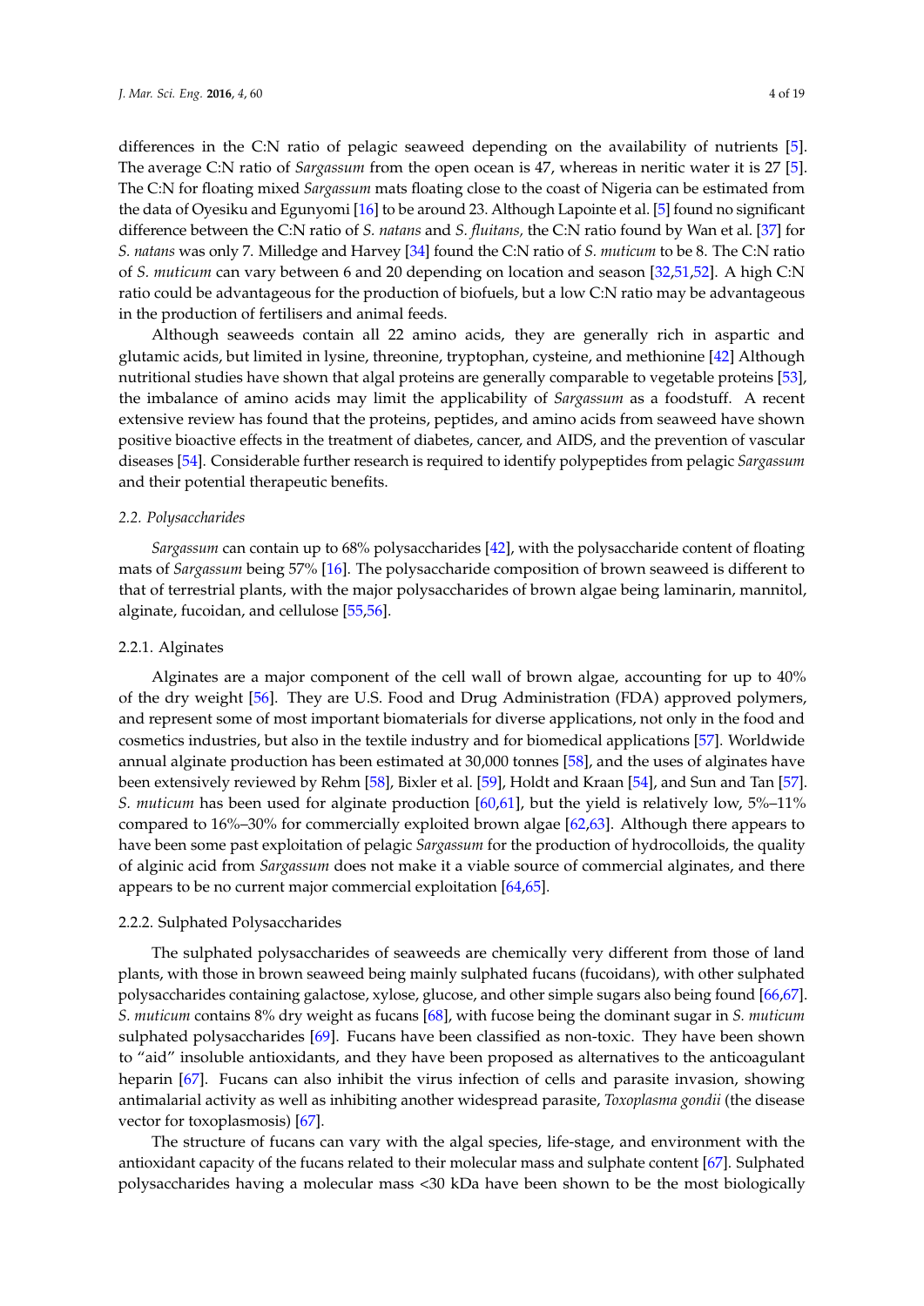differences in the C:N ratio of pelagic seaweed depending on the availability of nutrients [5]. The average C:N ratio of *Sargassum* from the open ocean is 47, whereas in neritic water it is 27 [5]. The C:N for floating mixed *Sargassum* mats floating close to the coast of Nigeria can be estimated from the data of Oyesiku and Egunyomi [16] to be around 23. Although Lapointe et al. [5] found no significant difference between the C:N ratio of *S. natans* and *S. fluitans,* the C:N ratio found by Wan et al. [37] for *S. natans* was only 7. Milledge and Harvey [34] found the C:N ratio of *S. muticum* to be 8. The C:N ratio of *S. muticum* can vary between 6 and 20 depending on location and season [32,51,52]. A high C:N ratio could be advantageous for the production of biofuels, but a low C:N ratio may be advantageous in the production of fertilisers and animal feeds.

Although seaweeds contain all 22 amino acids, they are generally rich in aspartic and glutamic acids, but limited in lysine, threonine, tryptophan, cysteine, and methionine [42] Although nutritional studies have shown that algal proteins are generally comparable to vegetable proteins [53], the imbalance of amino acids may limit the applicability of *Sargassum* as a foodstuff. A recent extensive review has found that the proteins, peptides, and amino acids from seaweed have shown positive bioactive effects in the treatment of diabetes, cancer, and AIDS, and the prevention of vascular diseases [54]. Considerable further research is required to identify polypeptides from pelagic *Sargassum* and their potential therapeutic benefits.

### *2.2. Polysaccharides*

*Sargassum* can contain up to 68% polysaccharides [42], with the polysaccharide content of floating mats of *Sargassum* being 57% [16]. The polysaccharide composition of brown seaweed is different to that of terrestrial plants, with the major polysaccharides of brown algae being laminarin, mannitol, alginate, fucoidan, and cellulose [55,56].

#### 2.2.1. Alginates

Alginates are a major component of the cell wall of brown algae, accounting for up to 40% of the dry weight [56]. They are U.S. Food and Drug Administration (FDA) approved polymers, and represent some of most important biomaterials for diverse applications, not only in the food and cosmetics industries, but also in the textile industry and for biomedical applications [57]. Worldwide annual alginate production has been estimated at 30,000 tonnes [58], and the uses of alginates have been extensively reviewed by Rehm [58], Bixler et al. [59], Holdt and Kraan [54], and Sun and Tan [57]. *S. muticum* has been used for alginate production [60,61], but the yield is relatively low, 5%–11% compared to 16%–30% for commercially exploited brown algae [62,63]. Although there appears to have been some past exploitation of pelagic *Sargassum* for the production of hydrocolloids, the quality of alginic acid from *Sargassum* does not make it a viable source of commercial alginates, and there appears to be no current major commercial exploitation [64,65].

#### 2.2.2. Sulphated Polysaccharides

The sulphated polysaccharides of seaweeds are chemically very different from those of land plants, with those in brown seaweed being mainly sulphated fucans (fucoidans), with other sulphated polysaccharides containing galactose, xylose, glucose, and other simple sugars also being found [66,67]. *S. muticum* contains 8% dry weight as fucans [68], with fucose being the dominant sugar in *S. muticum* sulphated polysaccharides [69]. Fucans have been classified as non-toxic. They have been shown to "aid" insoluble antioxidants, and they have been proposed as alternatives to the anticoagulant heparin [67]. Fucans can also inhibit the virus infection of cells and parasite invasion, showing antimalarial activity as well as inhibiting another widespread parasite, *Toxoplasma gondii* (the disease vector for toxoplasmosis) [67].

The structure of fucans can vary with the algal species, life-stage, and environment with the antioxidant capacity of the fucans related to their molecular mass and sulphate content [67]. Sulphated polysaccharides having a molecular mass <30 kDa have been shown to be the most biologically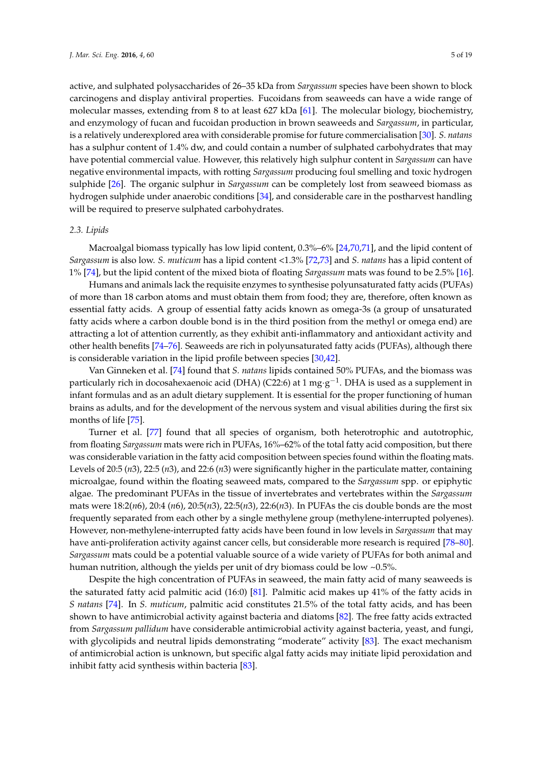active, and sulphated polysaccharides of 26–35 kDa from *Sargassum* species have been shown to block carcinogens and display antiviral properties. Fucoidans from seaweeds can have a wide range of molecular masses, extending from 8 to at least 627 kDa [61]. The molecular biology, biochemistry, and enzymology of fucan and fucoidan production in brown seaweeds and *Sargassum*, in particular, is a relatively underexplored area with considerable promise for future commercialisation [30]. *S. natans* has a sulphur content of 1.4% dw, and could contain a number of sulphated carbohydrates that may have potential commercial value. However, this relatively high sulphur content in *Sargassum* can have negative environmental impacts, with rotting *Sargassum* producing foul smelling and toxic hydrogen sulphide [26]. The organic sulphur in *Sargassum* can be completely lost from seaweed biomass as hydrogen sulphide under anaerobic conditions [34], and considerable care in the postharvest handling will be required to preserve sulphated carbohydrates.

### 2.3. Lipids

Macroalgal biomass typically has low lipid content, 0.3%–6% [24,70,71], and the lipid content of *Sargassum* is also low. *S. muticum* has a lipid content <1.3% [72,73] and *S. natans* has a lipid content of 1% [74], but the lipid content of the mixed biota of floating *Sargassum* mats was found to be 2.5% [16].

Humans and animals lack the requisite enzymes to synthesise polyunsaturated fatty acids (PUFAs) of more than 18 carbon atoms and must obtain them from food; they are, therefore, often known as essential fatty acids. A group of essential fatty acids known as omega-3s (a group of unsaturated fatty acids where a carbon double bond is in the third position from the methyl or omega end) are attracting a lot of attention currently, as they exhibit anti-inflammatory and antioxidant activity and other health benefits [74–76]. Seaweeds are rich in polyunsaturated fatty acids (PUFAs), although there is considerable variation in the lipid profile between species [30,42].

Van Ginneken et al. [74] found that *S. natans* lipids contained 50% PUFAs, and the biomass was particularly rich in docosahexaenoic acid (DHA) (C22:6) at 1 $mg \cdot g^{-1}$. DHA is used as a supplement in infant formulas and as an adult dietary supplement. It is essential for the proper functioning of human brains as adults, and for the development of the nervous system and visual abilities during the first six months of life [75].

Turner et al. [77] found that all species of organism, both heterotrophic and autotrophic, from floating *Sargassum* mats were rich in PUFAs, 16%–62% of the total fatty acid composition, but there was considerable variation in the fatty acid composition between species found within the floating mats. Levels of 20:5 (*n*3), 22:5 (*n*3), and 22:6 (*n*3) were significantly higher in the particulate matter, containing microalgae, found within the floating seaweed mats, compared to the *Sargassum* spp. or epiphytic algae. The predominant PUFAs in the tissue of invertebrates and vertebrates within the *Sargassum* mats were 18:2(*n*6), 20:4 (*n*6), 20:5(*n*3), 22:5(*n*3), 22:6(*n*3). In PUFAs the cis double bonds are the most frequently separated from each other by a single methylene group (methylene-interrupted polyenes). However, non-methylene-interrupted fatty acids have been found in low levels in *Sargassum* that may have anti-proliferation activity against cancer cells, but considerable more research is required [78–80]. *Sargassum* mats could be a potential valuable source of a wide variety of PUFAs for both animal and human nutrition, although the yields per unit of dry biomass could be low ~0.5%.

Despite the high concentration of PUFAs in seaweed, the main fatty acid of many seaweeds is the saturated fatty acid palmitic acid (16:0) [81]. Palmitic acid makes up 41% of the fatty acids in *S natans* [74]. In *S. muticum*, palmitic acid constitutes 21.5% of the total fatty acids, and has been shown to have antimicrobial activity against bacteria and diatoms [82]. The free fatty acids extracted from *Sargassum pallidum* have considerable antimicrobial activity against bacteria, yeast, and fungi, with glycolipids and neutral lipids demonstrating "moderate" activity [83]. The exact mechanism of antimicrobial action is unknown, but specific algal fatty acids may initiate lipid peroxidation and inhibit fatty acid synthesis within bacteria [83].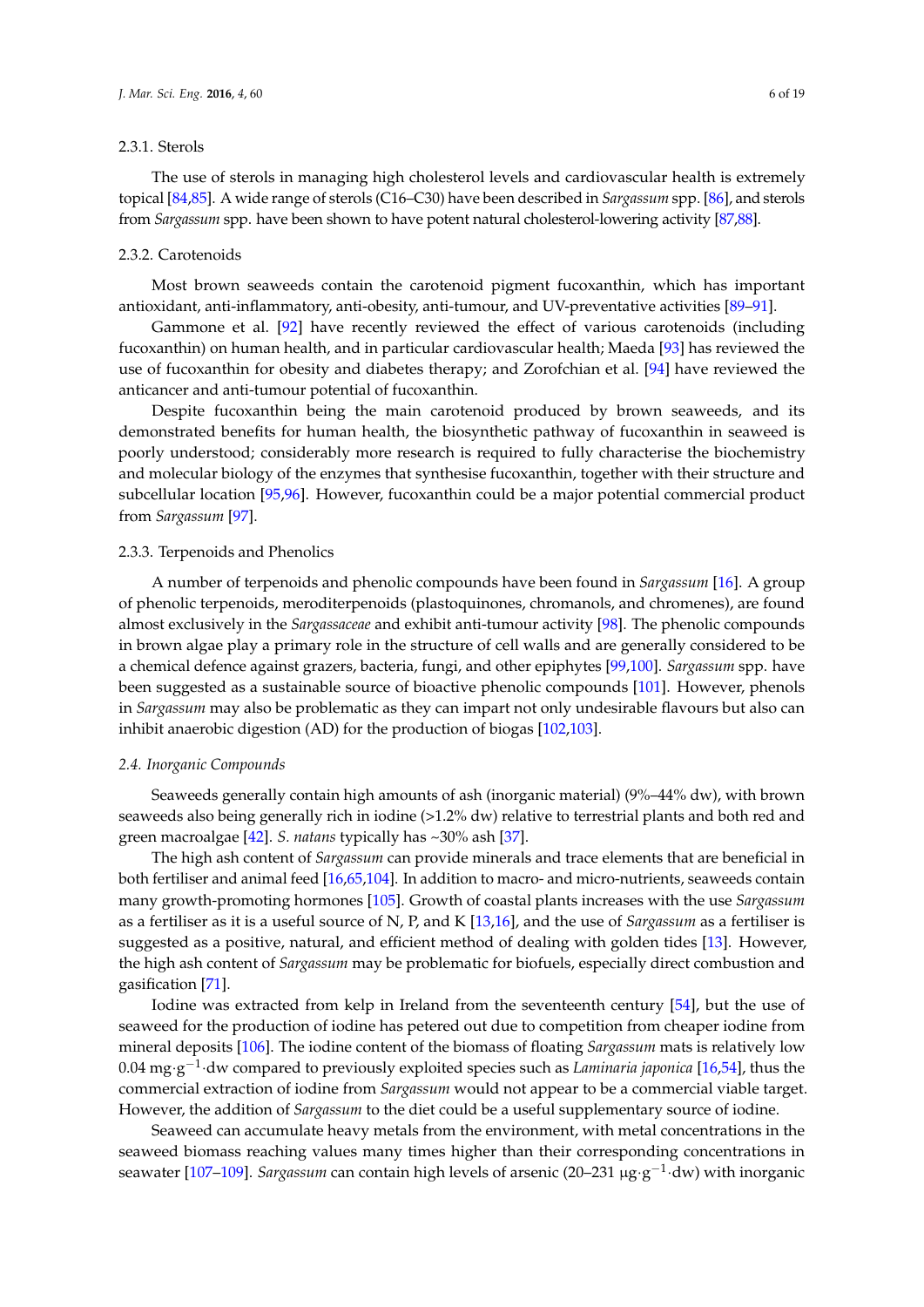#### 2.3.1. Sterols

The use of sterols in managing high cholesterol levels and cardiovascular health is extremely topical [84,85]. A wide range of sterols (C16–C30) have been described in *Sargassum* spp. [86], and sterols from *Sargassum* spp. have been shown to have potent natural cholesterol-lowering activity [87,88].

#### 2.3.2. Carotenoids

Most brown seaweeds contain the carotenoid pigment fucoxanthin, which has important antioxidant, anti-inflammatory, anti-obesity, anti-tumour, and UV-preventative activities [89–91].

Gammone et al. [92] have recently reviewed the effect of various carotenoids (including fucoxanthin) on human health, and in particular cardiovascular health; Maeda [93] has reviewed the use of fucoxanthin for obesity and diabetes therapy; and Zorofchian et al. [94] have reviewed the anticancer and anti-tumour potential of fucoxanthin.

Despite fucoxanthin being the main carotenoid produced by brown seaweeds, and its demonstrated benefits for human health, the biosynthetic pathway of fucoxanthin in seaweed is poorly understood; considerably more research is required to fully characterise the biochemistry and molecular biology of the enzymes that synthesise fucoxanthin, together with their structure and subcellular location [95,96]. However, fucoxanthin could be a major potential commercial product from *Sargassum* [97].

#### 2.3.3. Terpenoids and Phenolics

A number of terpenoids and phenolic compounds have been found in *Sargassum* [16]. A group of phenolic terpenoids, merodi terpenoids (plastoquinones, chromanols, and chromenes), are found almost exclusively in the *Sargassaceae* and exhibit anti-tumour activity [98]. The phenolic compounds in brown algae play a primary role in the structure of cell walls and are generally considered to be a chemical defence against grazers, bacteria, fungi, and other epiphytes [99,100]. *Sargassum* spp. have been suggested as a sustainable source of bioactive phenolic compounds [101]. However, phenols in *Sargassum* may also be problematic as they can impart not only undesirable flavours but also can inhibit anaerobic digestion (AD) for the production of biogas [102,103].

### *2.4. Inorganic Compounds*

Seaweeds generally contain high amounts of ash (inorganic material) (9%–44% dw), with brown seaweeds also being generally rich in iodine (>1.2% dw) relative to terrestrial plants and both red and green macroalgae [42]. *S. natans* typically has ~30% ash [37].

The high ash content of *Sargassum* can provide minerals and trace elements that are beneficial in both fertiliser and animal feed [16,65,104]. In addition to macro- and micro-nutrients, seaweeds contain many growth-promoting hormones [105]. Growth of coastal plants increases with the use *Sargassum* as a fertiliser as it is a useful source of N, P, and K [13,16], and the use of *Sargassum* as a fertiliser is suggested as a positive, natural, and efficient method of dealing with golden tides [13]. However, the high ash content of *Sargassum* may be problematic for biofuels, especially direct combustion and gasification [71].

Iodine was extracted from kelp in Ireland from the seventeenth century [54], but the use of seaweed for the production of iodine has petered out due to competition from cheaper iodine from mineral deposits [106]. The iodine content of the biomass of floating *Sargassum* mats is relatively low 0.04 $mg \cdot g^{-1} \cdot dw$ compared to previously exploited species such as *Laminaria japonica* [16,54], thus the commercial extraction of iodine from *Sargassum* would not appear to be a commercial viable target. However, the addition of *Sargassum* to the diet could be a useful supplementary source of iodine.

Seaweed can accumulate heavy metals from the environment, with metal concentrations in the seaweed biomass reaching values many times higher than their corresponding concentrations in seawater [107–109]. *Sargassum* can contain high levels of arsenic (20–231 $\mu g \cdot g^{-1} \cdot dw$) with inorganic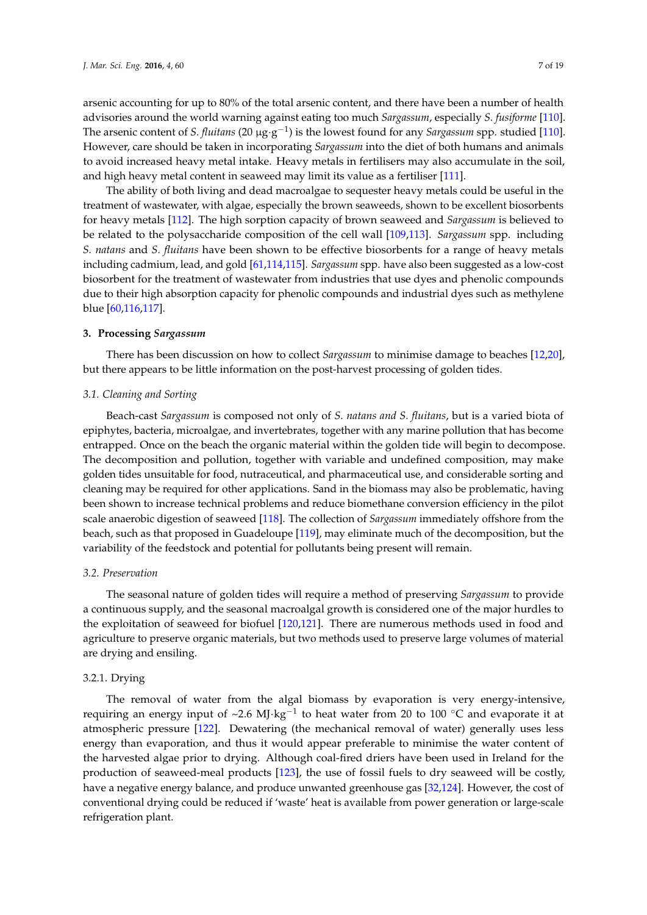arsenic accounting for up to 80% of the total arsenic content, and there have been a number of health advisories around the world warning against eating too much *Sargassum*, especially *S. fusiforme* [110]. The arsenic content of *S. fluitans* (20 $\mu g \cdot g^{-1}$) is the lowest found for any *Sargassum* spp. studied [110]. However, care should be taken in incorporating *Sargassum* into the diet of both humans and animals to avoid increased heavy metal intake. Heavy metals in fertilisers may also accumulate in the soil, and high heavy metal content in seaweed may limit its value as a fertiliser [111].

The ability of both living and dead macroalgae to sequester heavy metals could be useful in the treatment of wastewater, with algae, especially the brown seaweeds, shown to be excellent biosorbents for heavy metals [112]. The high sorption capacity of brown seaweed and *Sargassum* is believed to be related to the polysaccharide composition of the cell wall [109,113]. *Sargassum* spp. including *S. natans* and *S. fluitans* have been shown to be effective biosorbents for a range of heavy metals including cadmium, lead, and gold [61,114,115]. *Sargassum* spp. have also been suggested as a low-cost biosorbent for the treatment of wastewater from industries that use dyes and phenolic compounds due to their high absorption capacity for phenolic compounds and industrial dyes such as methylene blue [60,116,117].

## 3. Processing *Sargassum*

There has been discussion on how to collect *Sargassum* to minimise damage to beaches [12,20], but there appears to be little information on the post-harvest processing of golden tides.

### 3.1. Cleaning and Sorting

Beach-cast *Sargassum* is composed not only of *S. natans and S. fluitans*, but is a varied biota of epiphytes, bacteria, microalgae, and invertebrates, together with any marine pollution that has become entrapped. Once on the beach the organic material within the golden tide will begin to decompose. The decomposition and pollution, together with variable and undefined composition, may make golden tides unsuitable for food, nutraceutical, and pharmaceutical use, and considerable sorting and cleaning may be required for other applications. Sand in the biomass may also be problematic, having been shown to increase technical problems and reduce biomethane conversion efficiency in the pilot scale anaerobic digestion of seaweed [118]. The collection of *Sargassum* immediately offshore from the beach, such as that proposed in Guadeloupe [119], may eliminate much of the decomposition, but the variability of the feedstock and potential for pollutants being present will remain.

### 3.2. Preservation

The seasonal nature of golden tides will require a method of preserving *Sargassum* to provide a continuous supply, and the seasonal macroalgal growth is considered one of the major hurdles to the exploitation of seaweed for biofuel [120,121]. There are numerous methods used in food and agriculture to preserve organic materials, but two methods used to preserve large volumes of material are drying and ensiling.

#### 3.2.1. Drying

The removal of water from the algal biomass by evaporation is very energy-intensive, requiring an energy input of ~2.6 $MJ \cdot kg^{-1}$ to heat water from 20 to 100 °C and evaporate it at atmospheric pressure [122]. Dewatering (the mechanical removal of water) generally uses less energy than evaporation, and thus it would appear preferable to minimise the water content of the harvested algae prior to drying. Although coal-fired driers have been used in Ireland for the production of seaweed-meal products [123], the use of fossil fuels to dry seaweed will be costly, have a negative energy balance, and produce unwanted greenhouse gas [32,124]. However, the cost of conventional drying could be reduced if 'waste' heat is available from power generation or large-scale refrigeration plant.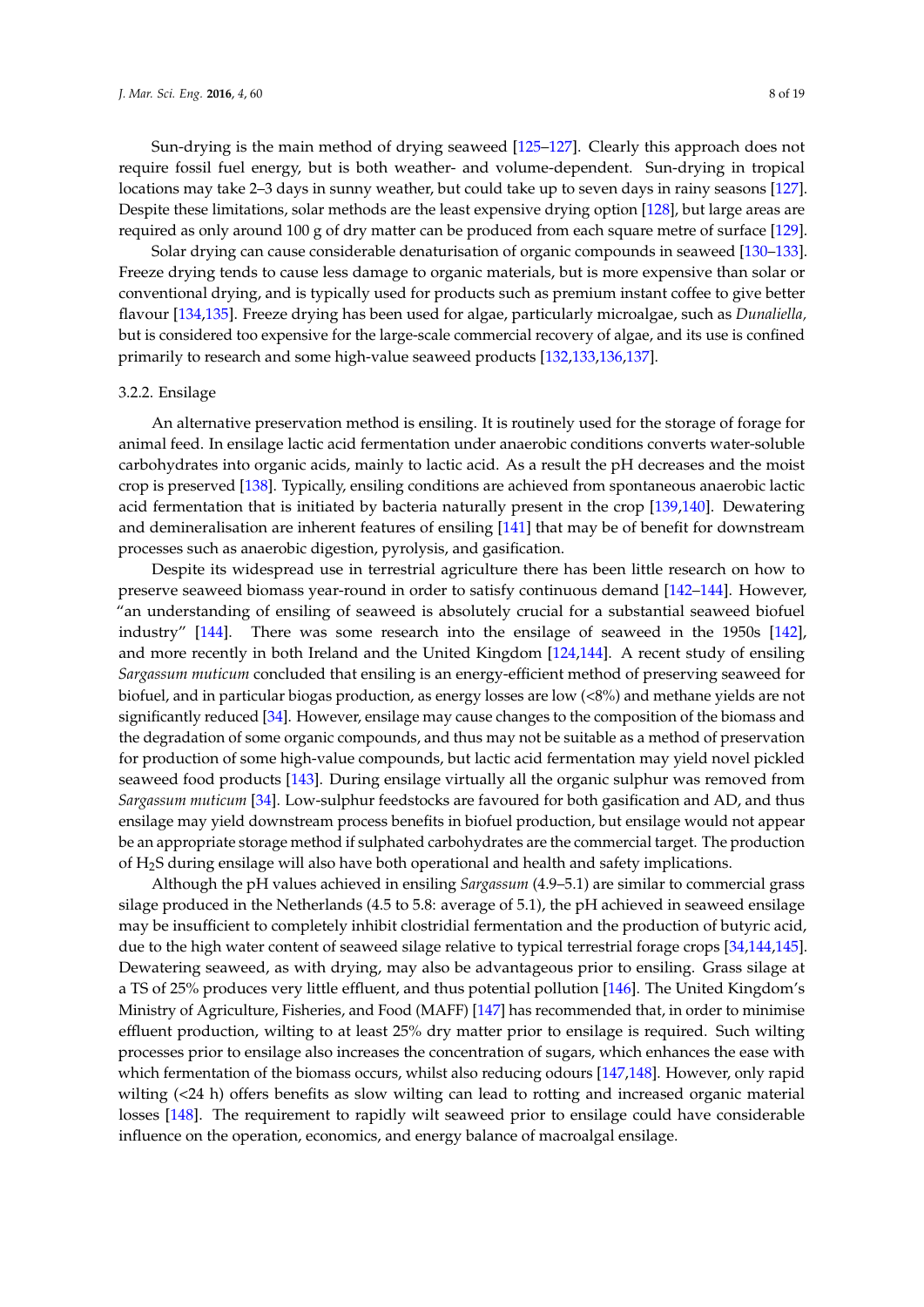Sun-drying is the main method of drying seaweed [125–127]. Clearly this approach does not require fossil fuel energy, but is both weather- and volume-dependent. Sun-drying in tropical locations may take 2–3 days in sunny weather, but could take up to seven days in rainy seasons [127]. Despite these limitations, solar methods are the least expensive drying option [128], but large areas are required as only around 100 g of dry matter can be produced from each square metre of surface [129].

Solar drying can cause considerable denaturisation of organic compounds in seaweed [130–133]. Freeze drying tends to cause less damage to organic materials, but is more expensive than solar or conventional drying, and is typically used for products such as premium instant coffee to give better flavour [134,135]. Freeze drying has been used for algae, particularly microalgae, such as *Dunaliella*, but is considered too expensive for the large-scale commercial recovery of algae, and its use is confined primarily to research and some high-value seaweed products [132,133,136,137].

### 3.2.2. Ensilage

An alternative preservation method is ensiling. It is routinely used for the storage of forage for animal feed. In ensilage lactic acid fermentation under anaerobic conditions converts water-soluble carbohydrates into organic acids, mainly to lactic acid. As a result the pH decreases and the moist crop is preserved [138]. Typically, ensiling conditions are achieved from spontaneous anaerobic lactic acid fermentation that is initiated by bacteria naturally present in the crop [139,140]. Dewatering and demineralisation are inherent features of ensiling [141] that may be of benefit for downstream processes such as anaerobic digestion, pyrolysis, and gasification.

Despite its widespread use in terrestrial agriculture there has been little research on how to preserve seaweed biomass year-round in order to satisfy continuous demand [142–144]. However, "an understanding of ensiling of seaweed is absolutely crucial for a substantial seaweed biofuel industry" [144]. There was some research into the ensilage of seaweed in the 1950s [142], and more recently in both Ireland and the United Kingdom [124,144]. A recent study of ensiling *Sargassum muticum* concluded that ensiling is an energy-efficient method of preserving seaweed for biofuel, and in particular biogas production, as energy losses are low (<8%) and methane yields are not significantly reduced [34]. However, ensilage may cause changes to the composition of the biomass and the degradation of some organic compounds, and thus may not be suitable as a method of preservation for production of some high-value compounds, but lactic acid fermentation may yield novel pickled seaweed food products [143]. During ensilage virtually all the organic sulphur was removed from *Sargassum muticum* [34]. Low-sulphur feedstocks are favoured for both gasification and AD, and thus ensilage may yield downstream process benefits in biofuel production, but ensilage would not appear be an appropriate storage method if sulphated carbohydrates are the commercial target. The production of $H_2S$ during ensilage will also have both operational and health and safety implications.

Although the pH values achieved in ensiling *Sargassum* (4.9–5.1) are similar to commercial grass silage produced in the Netherlands (4.5 to 5.8: average of 5.1), the pH achieved in seaweed ensilage may be insufficient to completely inhibit clostridial fermentation and the production of butyric acid, due to the high water content of seaweed silage relative to typical terrestrial forage crops [34,144,145]. Dewatering seaweed, as with drying, may also be advantageous prior to ensiling. Grass silage at a TS of 25% produces very little effluent, and thus potential pollution [146]. The United Kingdom's Ministry of Agriculture, Fisheries, and Food (MAFF) [147] has recommended that, in order to minimise effluent production, wilting to at least 25% dry matter prior to ensilage is required. Such wilting processes prior to ensilage also increases the concentration of sugars, which enhances the ease with which fermentation of the biomass occurs, whilst also reducing odours [147,148]. However, only rapid wilting (<24 h) offers benefits as slow wilting can lead to rotting and increased organic material losses [148]. The requirement to rapidly wilt seaweed prior to ensilage could have considerable influence on the operation, economics, and energy balance of macroalgal ensilage.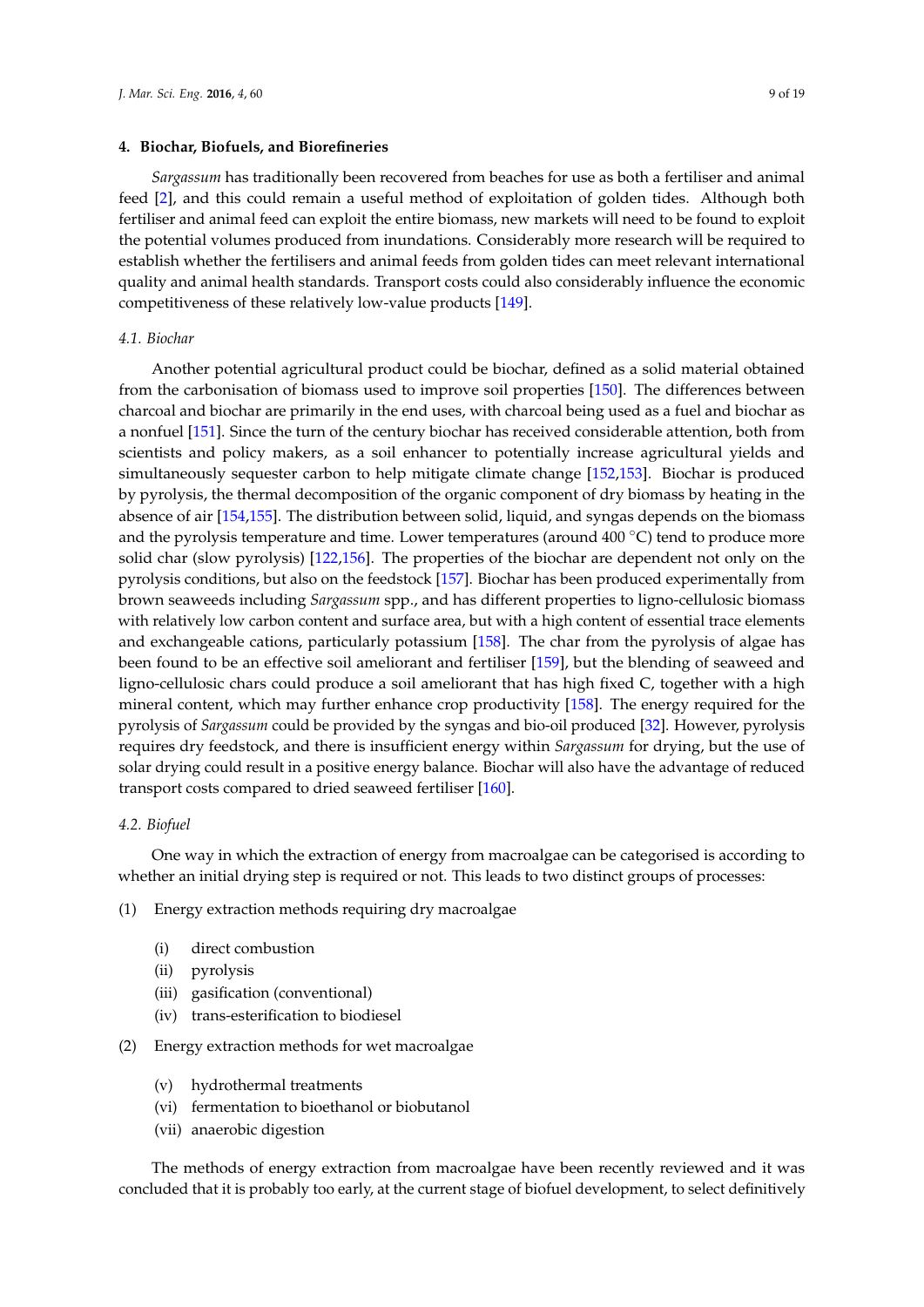## 4. Biochar, Biofuels, and Biorefineries

*Sargassum* has traditionally been recovered from beaches for use as both a fertiliser and animal feed [2], and this could remain a useful method of exploitation of golden tides. Although both fertiliser and animal feed can exploit the entire biomass, new markets will need to be found to exploit the potential volumes produced from inundations. Considerably more research will be required to establish whether the fertilisers and animal feeds from golden tides can meet relevant international quality and animal health standards. Transport costs could also considerably influence the economic competitiveness of these relatively low-value products [149].

### 4.1. Biochar

Another potential agricultural product could be biochar, defined as a solid material obtained from the carbonisation of biomass used to improve soil properties [150]. The differences between charcoal and biochar are primarily in the end uses, with charcoal being used as a fuel and biochar as a nonfuel [151]. Since the turn of the century biochar has received considerable attention, both from scientists and policy makers, as a soil enhancer to potentially increase agricultural yields and simultaneously sequester carbon to help mitigate climate change [152,153]. Biochar is produced by pyrolysis, the thermal decomposition of the organic component of dry biomass by heating in the absence of air [154,155]. The distribution between solid, liquid, and syngas depends on the biomass and the pyrolysis temperature and time. Lower temperatures (around 400 °C) tend to produce more solid char (slow pyrolysis) [122,156]. The properties of the biochar are dependent not only on the pyrolysis conditions, but also on the feedstock [157]. Biochar has been produced experimentally from brown seaweeds including *Sargassum* spp., and has different properties to ligno-cellulosic biomass with relatively low carbon content and surface area, but with a high content of essential trace elements and exchangeable cations, particularly potassium [158]. The char from the pyrolysis of algae has been found to be an effective soil ameliorant and fertiliser [159], but the blending of seaweed and ligno-cellulosic chars could produce a soil ameliorant that has high fixed C, together with a high mineral content, which may further enhance crop productivity [158]. The energy required for the pyrolysis of *Sargassum* could be provided by the syngas and bio-oil produced [32]. However, pyrolysis requires dry feedstock, and there is insufficient energy within *Sargassum* for drying, but the use of solar drying could result in a positive energy balance. Biochar will also have the advantage of reduced transport costs compared to dried seaweed fertiliser [160].

### 4.2. Biofuel

One way in which the extraction of energy from macroalgae can be categorised is according to whether an initial drying step is required or not. This leads to two distinct groups of processes:

(1) Energy extraction methods requiring dry macroalgae

- (i) direct combustion
- (ii) pyrolysis
- (iii) gasification (conventional)
- (iv) trans-esterification to biodiesel

(2) Energy extraction methods for wet macroalgae

- (v) hydrothermal treatments
- (vi) fermentation to bioethanol or biobutanol
- (vii) anaerobic digestion

The methods of energy extraction from macroalgae have been recently reviewed and it was concluded that it is probably too early, at the current stage of biofuel development, to select definitively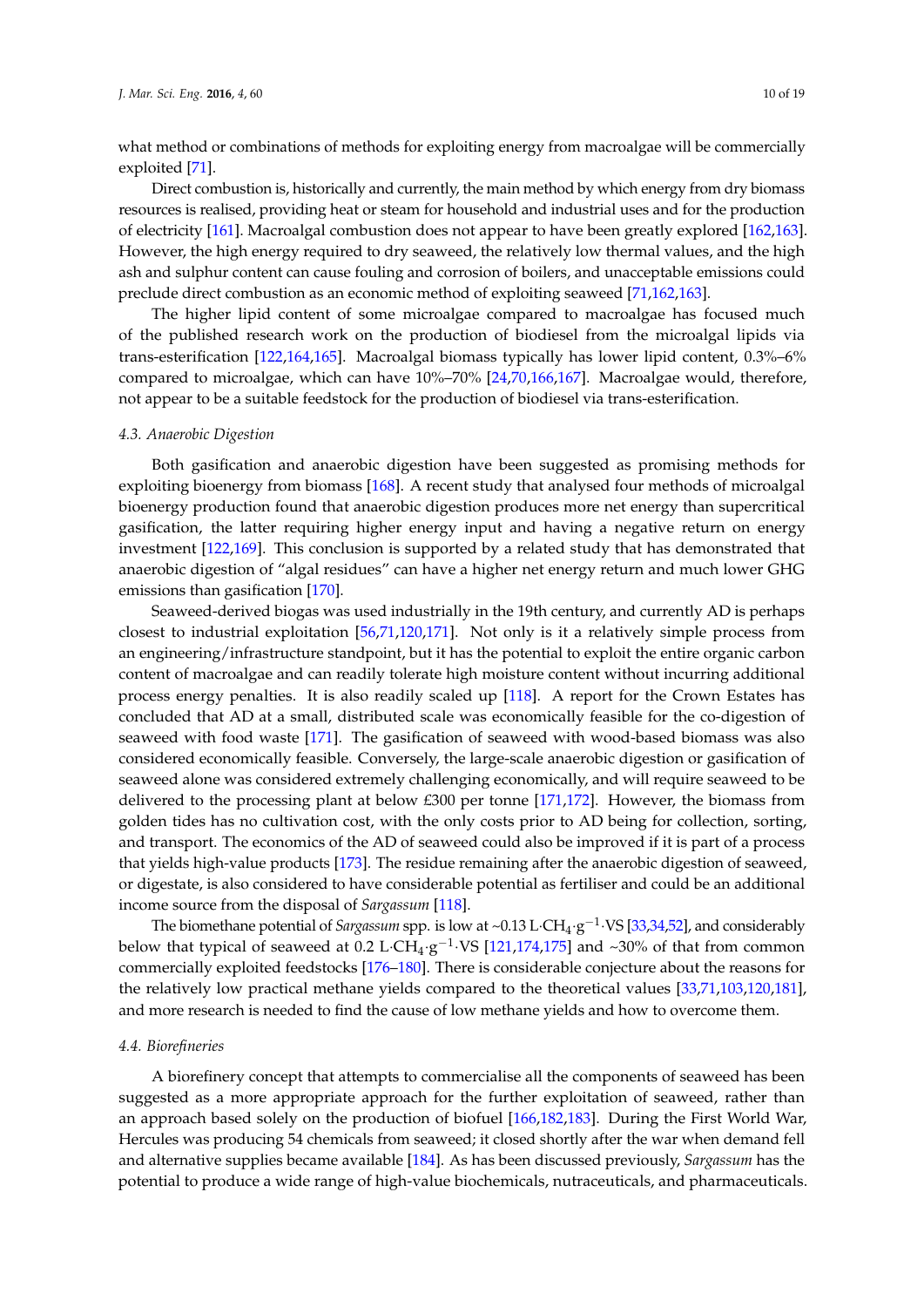what method or combinations of methods for exploiting energy from macroalgae will be commercially exploited [71].

Direct combustion is, historically and currently, the main method by which energy from dry biomass resources is realised, providing heat or steam for household and industrial uses and for the production of electricity [161]. Macroalgal combustion does not appear to have been greatly explored [162,163]. However, the high energy required to dry seaweed, the relatively low thermal values, and the high ash and sulphur content can cause fouling and corrosion of boilers, and unacceptable emissions could preclude direct combustion as an economic method of exploiting seaweed [71,162,163].

The higher lipid content of some microalgae compared to macroalgae has focused much of the published research work on the production of biodiesel from the microalgal lipids via trans-esterification [122,164,165]. Macroalgal biomass typically has lower lipid content, 0.3%–6% compared to microalgae, which can have 10%–70% [24,70,166,167]. Macroalgae would, therefore, not appear to be a suitable feedstock for the production of biodiesel via trans-esterification.

### 4.3. Anaerobic Digestion

Both gasification and anaerobic digestion have been suggested as promising methods for exploiting bioenergy from biomass [168]. A recent study that analysed four methods of microalgal bioenergy production found that anaerobic digestion produces more net energy than supercritical gasification, the latter requiring higher energy input and having a negative return on energy investment [122,169]. This conclusion is supported by a related study that has demonstrated that anaerobic digestion of "algal residues" can have a higher net energy return and much lower GHG emissions than gasification [170].

Seaweed-derived biogas was used industrially in the 19th century, and currently AD is perhaps closest to industrial exploitation [56,71,120,171]. Not only is it a relatively simple process from an engineering/infrastructure standpoint, but it has the potential to exploit the entire organic carbon content of macroalgae and can readily tolerate high moisture content without incurring additional process energy penalties. It is also readily scaled up [118]. A report for the Crown Estates has concluded that AD at a small, distributed scale was economically feasible for the co-digestion of seaweed with food waste [171]. The gasification of seaweed with wood-based biomass was also considered economically feasible. Conversely, the large-scale anaerobic digestion or gasification of seaweed alone was considered extremely challenging economically, and will require seaweed to be delivered to the processing plant at below £300 per tonne [171,172]. However, the biomass from golden tides has no cultivation cost, with the only costs prior to AD being for collection, sorting, and transport. The economics of the AD of seaweed could also be improved if it is part of a process that yields high-value products [173]. The residue remaining after the anaerobic digestion of seaweed, or digestate, is also considered to have considerable potential as fertiliser and could be an additional income source from the disposal of *Sargassum* [118].

The biomethane potential of *Sargassum* spp. is low at ~0.13 $L \cdot CH_4 \cdot g^{-1} \cdot VS$ [33,34,52], and considerably below that typical of seaweed at 0.2 $L \cdot CH_4 \cdot g^{-1} \cdot VS$ [121,174,175] and ~30% of that from common commercially exploited feedstocks [176–180]. There is considerable conjecture about the reasons for the relatively low practical methane yields compared to the theoretical values [33,71,103,120,181], and more research is needed to find the cause of low methane yields and how to overcome them.

### 4.4. Biorefineries

A biorefinery concept that attempts to commercialise all the components of seaweed has been suggested as a more appropriate approach for the further exploitation of seaweed, rather than an approach based solely on the production of biofuel [166,182,183]. During the First World War, Hercules was producing 54 chemicals from seaweed; it closed shortly after the war when demand fell and alternative supplies became available [184]. As has been discussed previously, *Sargassum* has the potential to produce a wide range of high-value biochemicals, nutraceuticals, and pharmaceuticals.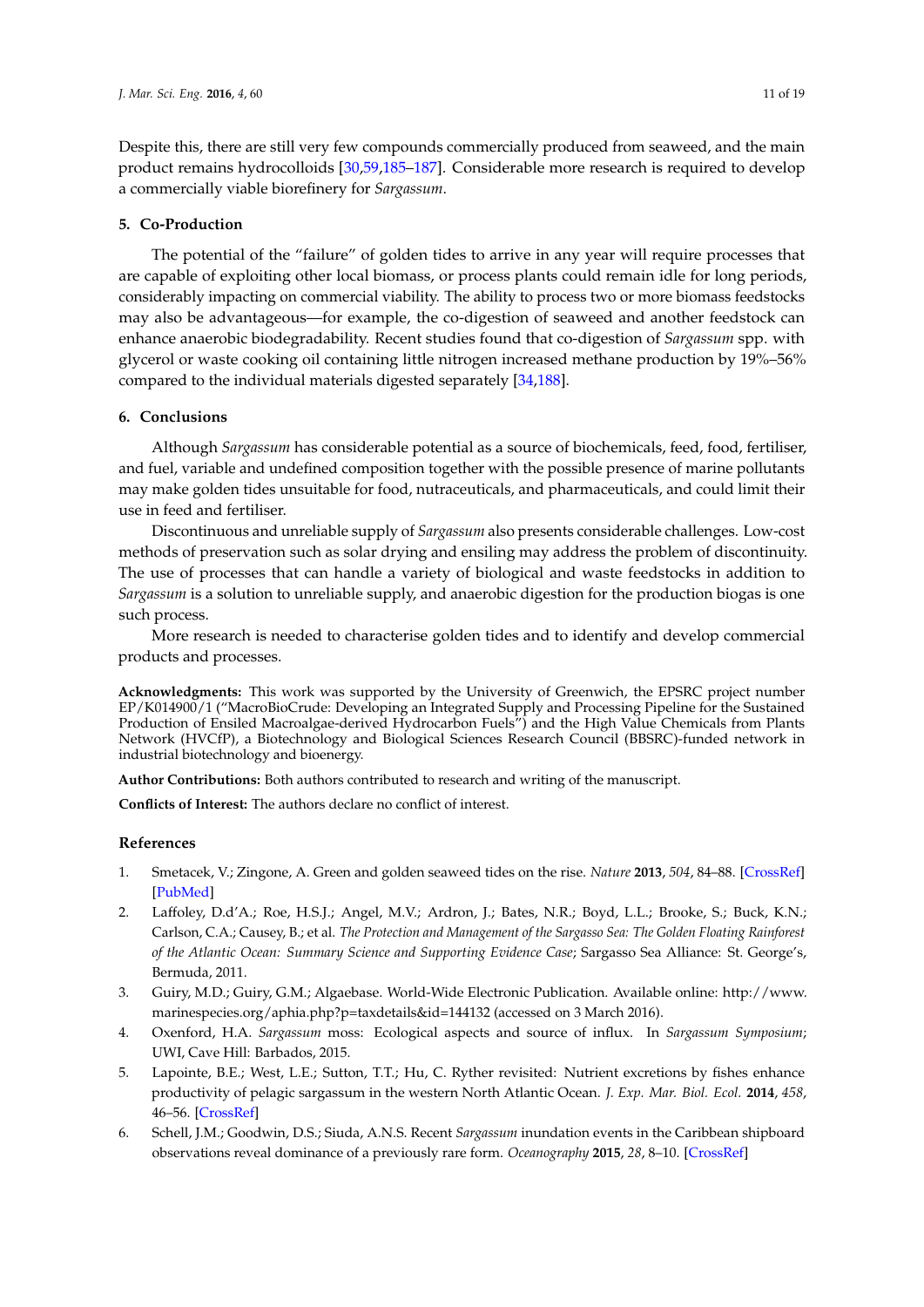Despite this, there are still very few compounds commercially produced from seaweed, and the main product remains hydrocolloids [30,59,185–187]. Considerable more research is required to develop a commercially viable biorefinery for *Sargassum*.

## 5. Co-Production

The potential of the "failure" of golden tides to arrive in any year will require processes that are capable of exploiting other local biomass, or process plants could remain idle for long periods, considerably impacting on commercial viability. The ability to process two or more biomass feedstocks may also be advantageous—for example, the co-digestion of seaweed and another feedstock can enhance anaerobic biodegradability. Recent studies found that co-digestion of *Sargassum* spp. with glycerol or waste cooking oil containing little nitrogen increased methane production by 19%–56% compared to the individual materials digested separately [34,188].

## 6. Conclusions

Although *Sargassum* has considerable potential as a source of biochemicals, feed, food, fertiliser, and fuel, variable and undefined composition together with the possible presence of marine pollutants may make golden tides unsuitable for food, nutraceuticals, and pharmaceuticals, and could limit their use in feed and fertiliser.

Discontinuous and unreliable supply of *Sargassum* also presents considerable challenges. Low-cost methods of preservation such as solar drying and ensiling may address the problem of discontinuity. The use of processes that can handle a variety of biological and waste feedstocks in addition to *Sargassum* is a solution to unreliable supply, and anaerobic digestion for the production biogas is one such process.

More research is needed to characterise golden tides and to identify and develop commercial products and processes.

**Acknowledgments:** This work was supported by the University of Greenwich, the EPSRC project number EP/K014900/1 ("MacroBioCrude: Developing an Integrated Supply and Processing Pipeline for the Sustained Production of Ensiled Macroalgae-derived Hydrocarbon Fuels") and the High Value Chemicals from Plants Network (HVCfP), a Biotechnology and Biological Sciences Research Council (BBSRC)-funded network in industrial biotechnology and bioenergy.

**Author Contributions:** Both authors contributed to research and writing of the manuscript.

**Conflicts of Interest:** The authors declare no conflict of interest.

## References

1. Smetacek, V.; Zingone, A. Green and golden seaweed tides on the rise. *Nature* **2013**, *504*, 84–88. [CrossRef] [PubMed]
2. Laffoley, D.d'A.; Roe, H.S.J.; Angel, M.V.; Ardron, J.; Bates, N.R.; Boyd, L.L.; Brooke, S.; Buck, K.N.; Carlson, C.A.; Causey, B.; et al. *The Protection and Management of the Sargasso Sea: The Golden Floating Rainforest of the Atlantic Ocean: Summary Science and Supporting Evidence Case*; Sargasso Sea Alliance: St. George's, Bermuda, 2011.
3. Guiry, M.D.; Guiry, G.M.; Algaebase. World-Wide Electronic Publication. Available online: http://www.marinespecies.org/aphia.php?p=taxdetails&id=144132 (accessed on 3 March 2016).
4. Oxenford, H.A. *Sargassum* moss: Ecological aspects and source of influx. In *Sargassum Symposium*; UWI, Cave Hill: Barbados, 2015.
5. Lapointe, B.E.; West, L.E.; Sutton, T.T.; Hu, C. Ryther revisited: Nutrient excretions by fishes enhance productivity of pelagic sargassum in the western North Atlantic Ocean. *J. Exp. Mar. Biol. Ecol.* **2014**, *458*, 46–56. [CrossRef]
6. Schell, J.M.; Goodwin, D.S.; Siuda, A.N.S. Recent *Sargassum* inundation events in the Caribbean shipboard observations reveal dominance of a previously rare form. *Oceanography* **2015**, *28*, 8–10. [CrossRef]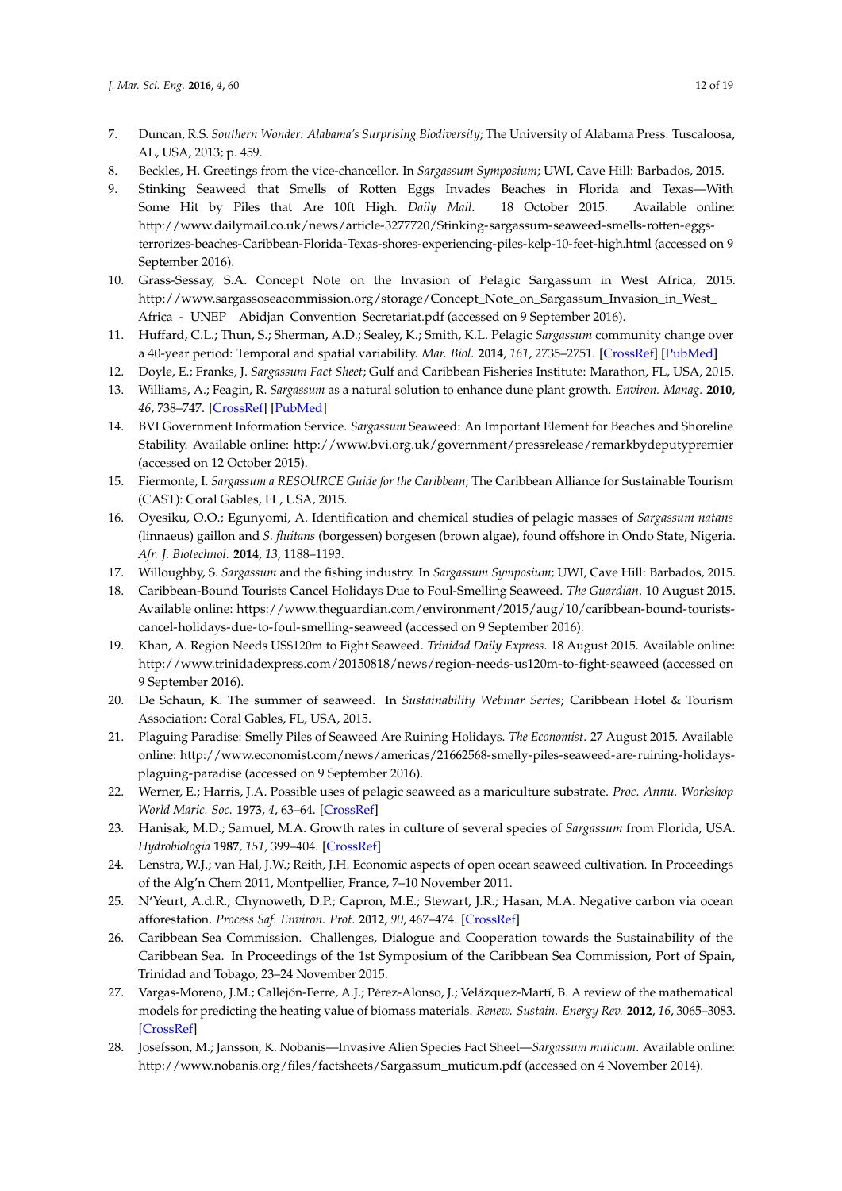7. Duncan, R.S. *Southern Wonder: Alabama's Surprising Biodiversity*; The University of Alabama Press: Tuscaloosa, AL, USA, 2013; p. 459.
8. Beckles, H. Greetings from the vice-chancellor. In *Sargassum Symposium*; UWI, Cave Hill: Barbados, 2015.
9. Stinking Seaweed that Smells of Rotten Eggs Invades Beaches in Florida and Texas—With Some Hit by Piles that Are 10ft High. *Daily Mail*. 18 October 2015. Available online: http://www.dailymail.co.uk/news/article-3277720/Stinking-sargassum-seaweed-smells-rotten-eggs-terrorizes-beaches-Caribbean-Florida-Texas-shores-experiencing-piles-kelp-10-feet-high.html (accessed on 9 September 2016).
10. Grass-Sessay, S.A. Concept Note on the Invasion of Pelagic Sargassum in West Africa, 2015. http://www.sargassoseacommission.org/storage/Concept_Note_on_Sargassum_Invasion_in_West_Africa_-_UNEP__Abidjan_Convention_Secretariat.pdf (accessed on 9 September 2016).
11. Huffard, C.L.; Thun, S.; Sherman, A.D.; Sealey, K.; Smith, K.L. Pelagic *Sargassum* community change over a 40-year period: Temporal and spatial variability. *Mar. Biol.* **2014**, *161*, 2735–2751. [CrossRef] [PubMed]
12. Doyle, E.; Franks, J. *Sargassum Fact Sheet*; Gulf and Caribbean Fisheries Institute: Marathon, FL, USA, 2015.
13. Williams, A.; Feagin, R. *Sargassum* as a natural solution to enhance dune plant growth. *Environ. Manag.* **2010**, *46*, 738–747. [CrossRef] [PubMed]
14. BVI Government Information Service. *Sargassum* Seaweed: An Important Element for Beaches and Shoreline Stability. Available online: http://www.bvi.org.uk/government/pressrelease/remarkbydeputypremier (accessed on 12 October 2015).
15. Fiermonte, I. *Sargassum a RESOURCE Guide for the Caribbean*; The Caribbean Alliance for Sustainable Tourism (CAST): Coral Gables, FL, USA, 2015.
16. Oyesiku, O.O.; Egunyomi, A. Identification and chemical studies of pelagic masses of *Sargassum natans* (linnaeus) gaillon and *S. fluitans* (borgessen) borgesen (brown algae), found offshore in Ondo State, Nigeria. *Afr. J. Biotechnol.* **2014**, *13*, 1188–1193.
17. Willoughby, S. *Sargassum* and the fishing industry. In *Sargassum Symposium*; UWI, Cave Hill: Barbados, 2015.
18. Caribbean-Bound Tourists Cancel Holidays Due to Foul-Smelling Seaweed. *The Guardian*. 10 August 2015. Available online: https://www.theguardian.com/environment/2015/aug/10/caribbean-bound-tourists-cancel-holidays-due-to-foul-smelling-seaweed (accessed on 9 September 2016).
19. Khan, A. Region Needs US$120m to Fight Seaweed. *Trinidad Daily Express*. 18 August 2015. Available online: http://www.trinidadexpress.com/20150818/news/region-needs-us120m-to-fight-seaweed (accessed on 9 September 2016).
20. De Schaun, K. The summer of seaweed. In *Sustainability Webinar Series*; Caribbean Hotel & Tourism Association: Coral Gables, FL, USA, 2015.
21. Plaguing Paradise: Smelly Piles of Seaweed Are Ruining Holidays. *The Economist*. 27 August 2015. Available online: http://www.economist.com/news/americas/21662568-smelly-piles-seaweed-are-ruining-holidays-plaguing-paradise (accessed on 9 September 2016).
22. Werner, E.; Harris, J.A. Possible uses of pelagic seaweed as a mariculture substrate. *Proc. Annu. Workshop World Maric. Soc.* **1973**, *4*, 63–64. [CrossRef]
23. Hanisak, M.D.; Samuel, M.A. Growth rates in culture of several species of *Sargassum* from Florida, USA. *Hydrobiologia* **1987**, *151*, 399–404. [CrossRef]
24. Lenstra, W.J.; van Hal, J.W.; Reith, J.H. Economic aspects of open ocean seaweed cultivation. In Proceedings of the Alg'n Chem 2011, Montpellier, France, 7–10 November 2011.
25. N'Yeurt, A.d.R.; Chynoweth, D.P.; Capron, M.E.; Stewart, J.R.; Hasan, M.A. Negative carbon via ocean afforestation. *Process Saf. Environ. Prot.* **2012**, *90*, 467–474. [CrossRef]
26. Caribbean Sea Commission. Challenges, Dialogue and Cooperation towards the Sustainability of the Caribbean Sea. In Proceedings of the 1st Symposium of the Caribbean Sea Commission, Port of Spain, Trinidad and Tobago, 23–24 November 2015.
27. Vargas-Moreno, J.M.; Callejón-Ferre, A.J.; Pérez-Alonso, J.; Velázquez-Martí, B. A review of the mathematical models for predicting the heating value of biomass materials. *Renew. Sustain. Energy Rev.* **2012**, *16*, 3065–3083. [CrossRef]
28. Josefsson, M.; Jansson, K. Nobanis—Invasive Alien Species Fact Sheet—*Sargassum muticum*. Available online: http://www.nobanis.org/files/factsheets/Sargassum_muticum.pdf (accessed on 4 November 2014).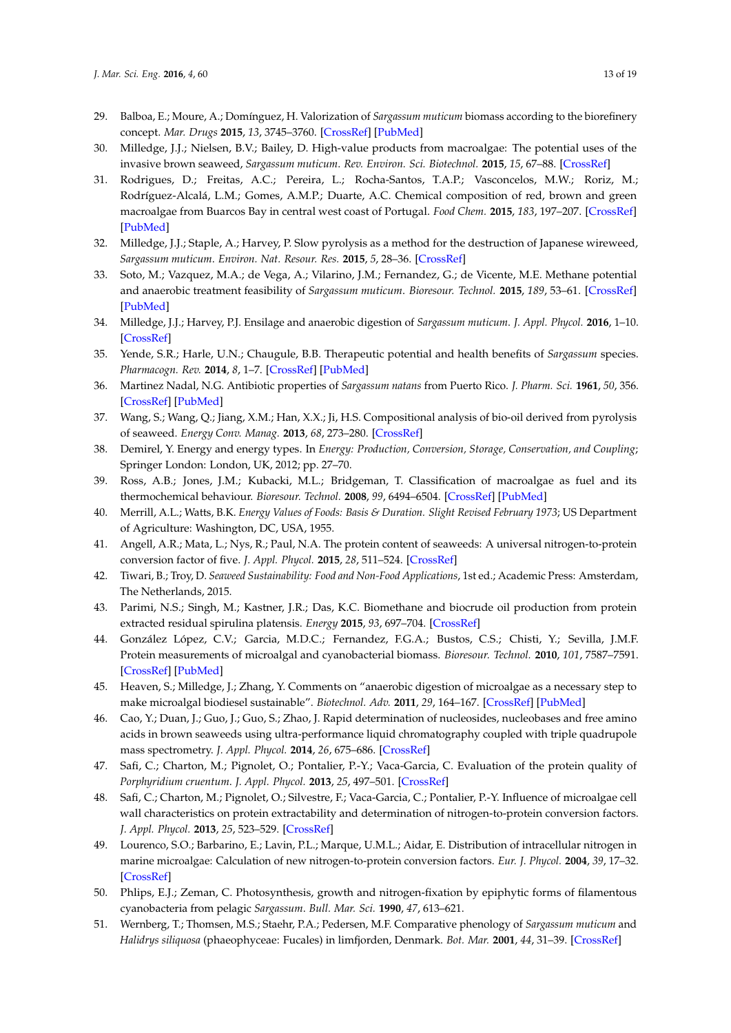29. Balboa, E.; Moure, A.; Domínguez, H. Valorization of *Sargassum muticum* biomass according to the biorefinery concept. *Mar. Drugs* **2015**, *13*, 3745–3760. [CrossRef] [PubMed]
30. Milledge, J.J.; Nielsen, B.V.; Bailey, D. High-value products from macroalgae: The potential uses of the invasive brown seaweed, *Sargassum muticum*. *Rev. Environ. Sci. Biotechnol.* **2015**, *15*, 67–88. [CrossRef]
31. Rodrigues, D.; Freitas, A.C.; Pereira, L.; Rocha-Santos, T.A.P.; Vasconcelos, M.W.; Roriz, M.; Rodríguez-Alcalá, L.M.; Gomes, A.M.P.; Duarte, A.C. Chemical composition of red, brown and green macroalgae from Buarcos Bay in central west coast of Portugal. *Food Chem.* **2015**, *183*, 197–207. [CrossRef] [PubMed]
32. Milledge, J.J.; Staple, A.; Harvey, P. Slow pyrolysis as a method for the destruction of Japanese wireweed, *Sargassum muticum*. *Environ. Nat. Resour. Res.* **2015**, *5*, 28–36. [CrossRef]
33. Soto, M.; Vazquez, M.A.; de Vega, A.; Vilarino, J.M.; Fernandez, G.; de Vicente, M.E. Methane potential and anaerobic treatment feasibility of *Sargassum muticum*. *Bioresour. Technol.* **2015**, *189*, 53–61. [CrossRef] [PubMed]
34. Milledge, J.J.; Harvey, P.J. Ensilage and anaerobic digestion of *Sargassum muticum*. *J. Appl. Phycol.* **2016**, 1–10. [CrossRef]
35. Yende, S.R.; Harle, U.N.; Chaugule, B.B. Therapeutic potential and health benefits of *Sargassum* species. *Pharmacogn. Rev.* **2014**, *8*, 1–7. [CrossRef] [PubMed]
36. Martinez Nadal, N.G. Antibiotic properties of *Sargassum natans* from Puerto Rico. *J. Pharm. Sci.* **1961**, *50*, 356. [CrossRef] [PubMed]
37. Wang, S.; Wang, Q.; Jiang, X.M.; Han, X.X.; Ji, H.S. Compositional analysis of bio-oil derived from pyrolysis of seaweed. *Energy Conv. Manag.* **2013**, *68*, 273–280. [CrossRef]
38. Demirel, Y. Energy and energy types. In *Energy: Production, Conversion, Storage, Conservation, and Coupling*; Springer London: London, UK, 2012; pp. 27–70.
39. Ross, A.B.; Jones, J.M.; Kubacki, M.L.; Bridgeman, T. Classification of macroalgae as fuel and its thermochemical behaviour. *Bioresour. Technol.* **2008**, *99*, 6494–6504. [CrossRef] [PubMed]
40. Merrill, A.L.; Watts, B.K. *Energy Values of Foods: Basis & Duration. Slight Revised February 1973*; US Department of Agriculture: Washington, DC, USA, 1955.
41. Angell, A.R.; Mata, L.; Nys, R.; Paul, N.A. The protein content of seaweeds: A universal nitrogen-to-protein conversion factor of five. *J. Appl. Phycol.* **2015**, *28*, 511–524. [CrossRef]
42. Tiwari, B.; Troy, D. *Seaweed Sustainability: Food and Non-Food Applications*, 1st ed.; Academic Press: Amsterdam, The Netherlands, 2015.
43. Parimi, N.S.; Singh, M.; Kastner, J.R.; Das, K.C. Biomethane and biocrude oil production from protein extracted residual spirulina platensis. *Energy* **2015**, *93*, 697–704. [CrossRef]
44. González López, C.V.; Garcia, M.D.C.; Fernandez, F.G.A.; Bustos, C.S.; Chisti, Y.; Sevilla, J.M.F. Protein measurements of microalgal and cyanobacterial biomass. *Bioresour. Technol.* **2010**, *101*, 7587–7591. [CrossRef] [PubMed]
45. Heaven, S.; Milledge, J.; Zhang, Y. Comments on "anaerobic digestion of microalgae as a necessary step to make microalgal biodiesel sustainable". *Biotechnol. Adv.* **2011**, *29*, 164–167. [CrossRef] [PubMed]
46. Cao, Y.; Duan, J.; Guo, J.; Guo, S.; Zhao, J. Rapid determination of nucleosides, nucleobases and free amino acids in brown seaweeds using ultra-performance liquid chromatography coupled with triple quadrupole mass spectrometry. *J. Appl. Phycol.* **2014**, *26*, 675–686. [CrossRef]
47. Safi, C.; Charton, M.; Pignolet, O.; Pontalier, P.-Y.; Vaca-Garcia, C. Evaluation of the protein quality of *Porphyridium cruentum*. *J. Appl. Phycol.* **2013**, *25*, 497–501. [CrossRef]
48. Safi, C.; Charton, M.; Pignolet, O.; Silvestre, F.; Vaca-Garcia, C.; Pontalier, P.-Y. Influence of microalgae cell wall characteristics on protein extractability and determination of nitrogen-to-protein conversion factors. *J. Appl. Phycol.* **2013**, *25*, 523–529. [CrossRef]
49. Lourenco, S.O.; Barbarino, E.; Lavin, P.L.; Marque, U.M.L.; Aidar, E. Distribution of intracellular nitrogen in marine microalgae: Calculation of new nitrogen-to-protein conversion factors. *Eur. J. Phycol.* **2004**, *39*, 17–32. [CrossRef]
50. Phlips, E.J.; Zeman, C. Photosynthesis, growth and nitrogen-fixation by epiphytic forms of filamentous cyanobacteria from pelagic *Sargassum*. *Bull. Mar. Sci.* **1990**, *47*, 613–621.
51. Wernberg, T.; Thomsen, M.S.; Staehr, P.A.; Pedersen, M.F. Comparative phenology of *Sargassum muticum* and *Halidrys siliquosa* (phaeophyceae: Fucales) in limfjorden, Denmark. *Bot. Mar.* **2001**, *44*, 31–39. [CrossRef]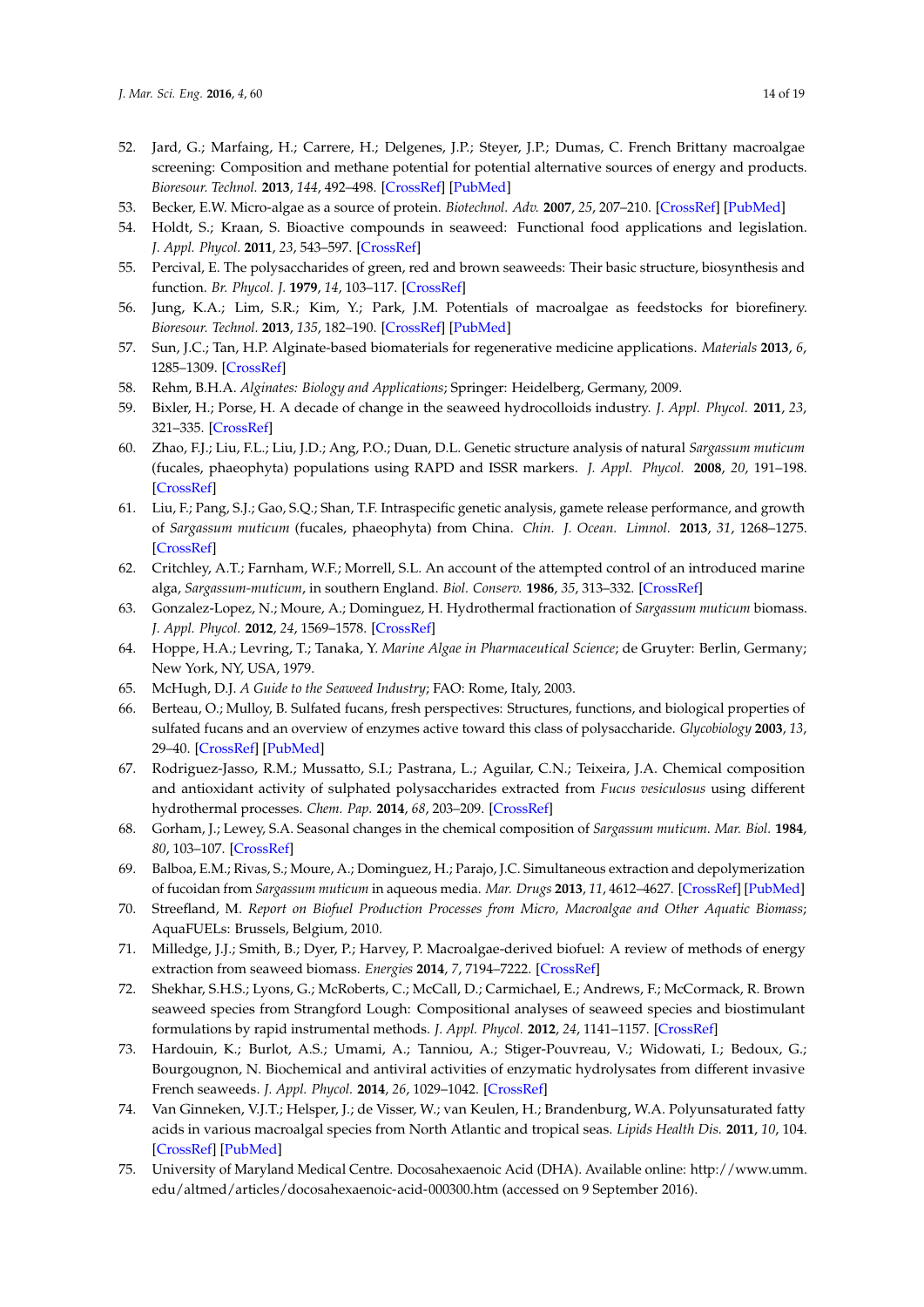52. Jard, G.; Marfaing, H.; Carrere, H.; Delgenes, J.P.; Steyer, J.P.; Dumas, C. French Brittany macroalgae screening: Composition and methane potential for potential alternative sources of energy and products. *Bioresour. Technol.* **2013**, *144*, 492–498. [CrossRef] [PubMed]
53. Becker, E.W. Micro-algae as a source of protein. *Biotechnol. Adv.* **2007**, *25*, 207–210. [CrossRef] [PubMed]
54. Holdt, S.; Kraan, S. Bioactive compounds in seaweed: Functional food applications and legislation. *J. Appl. Phycol.* **2011**, *23*, 543–597. [CrossRef]
55. Percival, E. The polysaccharides of green, red and brown seaweeds: Their basic structure, biosynthesis and function. *Br. Phycol. J.* **1979**, *14*, 103–117. [CrossRef]
56. Jung, K.A.; Lim, S.R.; Kim, Y.; Park, J.M. Potentials of macroalgae as feedstocks for biorefinery. *Bioresour. Technol.* **2013**, *135*, 182–190. [CrossRef] [PubMed]
57. Sun, J.C.; Tan, H.P. Alginate-based biomaterials for regenerative medicine applications. *Materials* **2013**, *6*, 1285–1309. [CrossRef]
58. Rehm, B.H.A. *Alginates: Biology and Applications*; Springer: Heidelberg, Germany, 2009.
59. Bixler, H.; Porse, H. A decade of change in the seaweed hydrocolloids industry. *J. Appl. Phycol.* **2011**, *23*, 321–335. [CrossRef]
60. Zhao, F.J.; Liu, F.L.; Liu, J.D.; Ang, P.O.; Duan, D.L. Genetic structure analysis of natural *Sargassum muticum* (fucales, phaeophyta) populations using RAPD and ISSR markers. *J. Appl. Phycol.* **2008**, *20*, 191–198. [CrossRef]
61. Liu, F.; Pang, S.J.; Gao, S.Q.; Shan, T.F. Intraspecific genetic analysis, gamete release performance, and growth of *Sargassum muticum* (fucales, phaeophyta) from China. *Chin. J. Ocean. Limnol.* **2013**, *31*, 1268–1275. [CrossRef]
62. Critchley, A.T.; Farnham, W.F.; Morrell, S.L. An account of the attempted control of an introduced marine alga, *Sargassum-muticum*, in southern England. *Biol. Conserv.* **1986**, *35*, 313–332. [CrossRef]
63. Gonzalez-Lopez, N.; Moure, A.; Dominguez, H. Hydrothermal fractionation of *Sargassum muticum* biomass. *J. Appl. Phycol.* **2012**, *24*, 1569–1578. [CrossRef]
64. Hoppe, H.A.; Levring, T.; Tanaka, Y. *Marine Algae in Pharmaceutical Science*; de Gruyter: Berlin, Germany; New York, NY, USA, 1979.
65. McHugh, D.J. *A Guide to the Seaweed Industry*; FAO: Rome, Italy, 2003.
66. Berteau, O.; Mulloy, B. Sulfated fucans, fresh perspectives: Structures, functions, and biological properties of sulfated fucans and an overview of enzymes active toward this class of polysaccharide. *Glycobiology* **2003**, *13*, 29–40. [CrossRef] [PubMed]
67. Rodriguez-Jasso, R.M.; Mussatto, S.I.; Pastrana, L.; Aguilar, C.N.; Teixeira, J.A. Chemical composition and antioxidant activity of sulphated polysaccharides extracted from *Fucus vesiculosus* using different hydrothermal processes. *Chem. Pap.* **2014**, *68*, 203–209. [CrossRef]
68. Gorham, J.; Lewey, S.A. Seasonal changes in the chemical composition of *Sargassum muticum*. *Mar. Biol.* **1984**, *80*, 103–107. [CrossRef]
69. Balboa, E.M.; Rivas, S.; Moure, A.; Dominguez, H.; Parajo, J.C. Simultaneous extraction and depolymerization of fucoidan from *Sargassum muticum* in aqueous media. *Mar. Drugs* **2013**, *11*, 4612–4627. [CrossRef] [PubMed]
70. Streefland, M. *Report on Biofuel Production Processes from Micro, Macroalgae and Other Aquatic Biomass*; AquaFUELs: Brussels, Belgium, 2010.
71. Milledge, J.J.; Smith, B.; Dyer, P.; Harvey, P. Macroalgae-derived biofuel: A review of methods of energy extraction from seaweed biomass. *Energies* **2014**, *7*, 7194–7222. [CrossRef]
72. Shekhar, S.H.S.; Lyons, G.; McRoberts, C.; McCall, D.; Carmichael, E.; Andrews, F.; McCormack, R. Brown seaweed species from Strangford Lough: Compositional analyses of seaweed species and biostimulant formulations by rapid instrumental methods. *J. Appl. Phycol.* **2012**, *24*, 1141–1157. [CrossRef]
73. Hardouin, K.; Burlot, A.S.; Umami, A.; Tanniou, A.; Stiger-Pouvreau, V.; Widowati, I.; Bedoux, G.; Bourgougnon, N. Biochemical and antiviral activities of enzymatic hydrolysates from different invasive French seaweeds. *J. Appl. Phycol.* **2014**, *26*, 1029–1042. [CrossRef]
74. Van Ginneken, V.J.T.; Helsper, J.; de Visser, W.; van Keulen, H.; Brandenburg, W.A. Polyunsaturated fatty acids in various macroalgal species from North Atlantic and tropical seas. *Lipids Health Dis.* **2011**, *10*, 104. [CrossRef] [PubMed]
75. University of Maryland Medical Centre. Docosahexaenoic Acid (DHA). Available online: http://www.umm.edu/altmed/articles/docosahexaenoic-acid-000300.htm (accessed on 9 September 2016).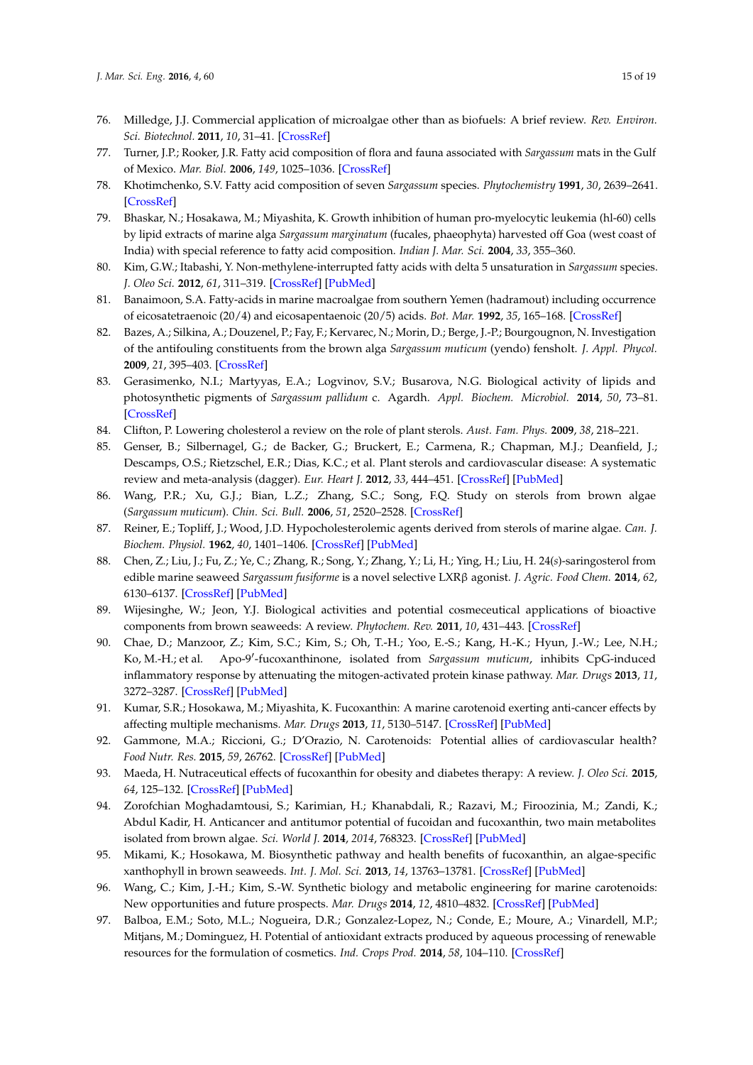76. Milledge, J.J. Commercial application of microalgae other than as biofuels: A brief review. *Rev. Environ. Sci. Biotechnol.* **2011**, *10*, 31–41. [CrossRef]
77. Turner, J.P.; Rooker, J.R. Fatty acid composition of flora and fauna associated with *Sargassum* mats in the Gulf of Mexico. *Mar. Biol.* **2006**, *149*, 1025–1036. [CrossRef]
78. Khotimchenko, S.V. Fatty acid composition of seven *Sargassum* species. *Phytochemistry* **1991**, *30*, 2639–2641. [CrossRef]
79. Bhaskar, N.; Hosakawa, M.; Miyashita, K. Growth inhibition of human pro-myelocytic leukemia (hl-60) cells by lipid extracts of marine alga *Sargassum marginatum* (fucales, phaeophyta) harvested off Goa (west coast of India) with special reference to fatty acid composition. *Indian J. Mar. Sci.* **2004**, *33*, 355–360.
80. Kim, G.W.; Itabashi, Y. Non-methylene-interrupted fatty acids with delta 5 unsaturation in *Sargassum* species. *J. Oleo Sci.* **2012**, *61*, 311–319. [CrossRef] [PubMed]
81. Banaimoon, S.A. Fatty-acids in marine macroalgae from southern Yemen (hadramout) including occurrence of eicosatetraenoic (20/4) and eicosapentaenoic (20/5) acids. *Bot. Mar.* **1992**, *35*, 165–168. [CrossRef]
82. Bazes, A.; Silkina, A.; Douzenel, P.; Fay, F.; Kervarec, N.; Morin, D.; Berge, J.-P.; Bourgougnon, N. Investigation of the antifouling constituents from the brown alga *Sargassum muticum* (yendo) fensholt. *J. Appl. Phycol.* **2009**, *21*, 395–403. [CrossRef]
83. Gerasimenko, N.I.; Martyyas, E.A.; Logvinov, S.V.; Busarova, N.G. Biological activity of lipids and photosynthetic pigments of *Sargassum pallidum* c. Agardh. *Appl. Biochem. Microbiol.* **2014**, *50*, 73–81. [CrossRef]
84. Clifton, P. Lowering cholesterol a review on the role of plant sterols. *Aust. Fam. Phys.* **2009**, *38*, 218–221.
85. Genser, B.; Silbernagel, G.; de Backer, G.; Bruckert, E.; Carmena, R.; Chapman, M.J.; Deanfield, J.; Descamps, O.S.; Rietzschel, E.R.; Dias, K.C.; et al. Plant sterols and cardiovascular disease: A systematic review and meta-analysis (dagger). *Eur. Heart J.* **2012**, *33*, 444–451. [CrossRef] [PubMed]
86. Wang, P.R.; Xu, G.J.; Bian, L.Z.; Zhang, S.C.; Song, F.Q. Study on sterols from brown algae (*Sargassum muticum*). *Chin. Sci. Bull.* **2006**, *51*, 2520–2528. [CrossRef]
87. Reiner, E.; Topliff, J.; Wood, J.D. Hypocholesterolemic agents derived from sterols of marine algae. *Can. J. Biochem. Physiol.* **1962**, *40*, 1401–1406. [CrossRef] [PubMed]
88. Chen, Z.; Liu, J.; Fu, Z.; Ye, C.; Zhang, R.; Song, Y.; Zhang, Y.; Li, H.; Ying, H.; Liu, H. 24(*s*)-saringosterol from edible marine seaweed *Sargassum fusiforme* is a novel selective LXRβ agonist. *J. Agric. Food Chem.* **2014**, *62*, 6130–6137. [CrossRef] [PubMed]
89. Wijesinghe, W.; Jeon, Y.J. Biological activities and potential cosmeceutical applications of bioactive components from brown seaweeds: A review. *Phytochem. Rev.* **2011**, *10*, 431–443. [CrossRef]
90. Chae, D.; Manzoor, Z.; Kim, S.C.; Kim, S.; Oh, T.-H.; Yoo, E.-S.; Kang, H.-K.; Hyun, J.-W.; Lee, N.H.; Ko, M.-H.; et al. Apo-9′-fucoxanthinone, isolated from *Sargassum muticum*, inhibits CpG-induced inflammatory response by attenuating the mitogen-activated protein kinase pathway. *Mar. Drugs* **2013**, *11*, 3272–3287. [CrossRef] [PubMed]
91. Kumar, S.R.; Hosokawa, M.; Miyashita, K. Fucoxanthin: A marine carotenoid exerting anti-cancer effects by affecting multiple mechanisms. *Mar. Drugs* **2013**, *11*, 5130–5147. [CrossRef] [PubMed]
92. Gammone, M.A.; Riccioni, G.; D'Orazio, N. Carotenoids: Potential allies of cardiovascular health? *Food Nutr. Res.* **2015**, *59*, 26762. [CrossRef] [PubMed]
93. Maeda, H. Nutraceutical effects of fucoxanthin for obesity and diabetes therapy: A review. *J. Oleo Sci.* **2015**, *64*, 125–132. [CrossRef] [PubMed]
94. Zorofchian Moghadamtousi, S.; Karimian, H.; Khanabdali, R.; Razavi, M.; Firoozinia, M.; Zandi, K.; Abdul Kadir, H. Anticancer and antitumor potential of fucoidan and fucoxanthin, two main metabolites isolated from brown algae. *Sci. World J.* **2014**, *2014*, 768323. [CrossRef] [PubMed]
95. Mikami, K.; Hosokawa, M. Biosynthetic pathway and health benefits of fucoxanthin, an algae-specific xanthophyll in brown seaweeds. *Int. J. Mol. Sci.* **2013**, *14*, 13763–13781. [CrossRef] [PubMed]
96. Wang, C.; Kim, J.-H.; Kim, S.-W. Synthetic biology and metabolic engineering for marine carotenoids: New opportunities and future prospects. *Mar. Drugs* **2014**, *12*, 4810–4832. [CrossRef] [PubMed]
97. Balboa, E.M.; Soto, M.L.; Nogueira, D.R.; Gonzalez-Lopez, N.; Conde, E.; Moure, A.; Vinardell, M.P.; Mitjans, M.; Dominguez, H. Potential of antioxidant extracts produced by aqueous processing of renewable resources for the formulation of cosmetics. *Ind. Crops Prod.* **2014**, *58*, 104–110. [CrossRef]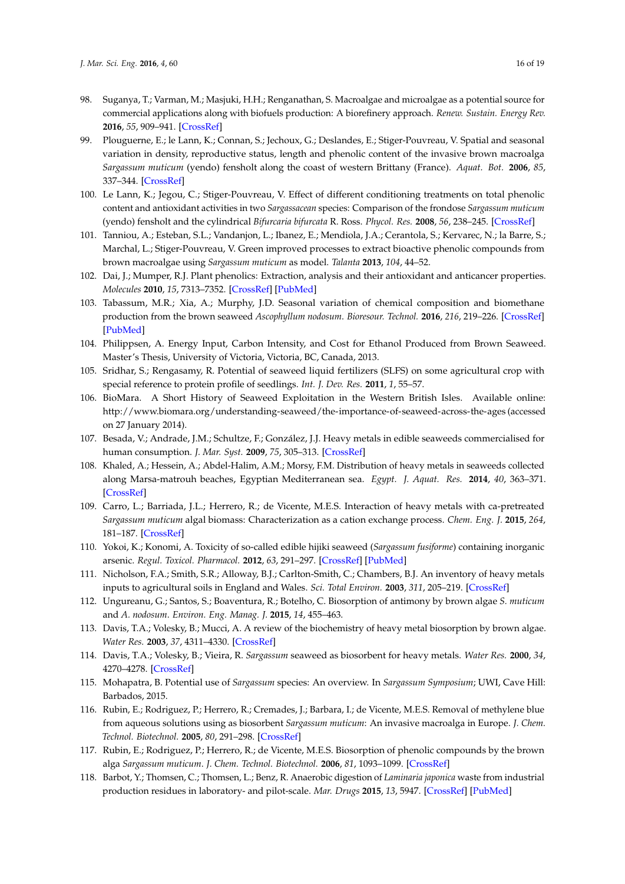98. Suganya, T.; Varman, M.; Masjuki, H.H.; Renganathan, S. Macroalgae and microalgae as a potential source for commercial applications along with biofuels production: A biorefinery approach. *Renew. Sustain. Energy Rev.* **2016**, *55*, 909–941. [CrossRef]
99. Plouguerne, E.; le Lann, K.; Connan, S.; Jechoux, G.; Deslandes, E.; Stiger-Pouvreau, V. Spatial and seasonal variation in density, reproductive status, length and phenolic content of the invasive brown macroalga *Sargassum muticum* (yendo) fensholt along the coast of western Brittany (France). *Aquat. Bot.* **2006**, *85*, 337–344. [CrossRef]
100. Le Lann, K.; Jegou, C.; Stiger-Pouvreau, V. Effect of different conditioning treatments on total phenolic content and antioxidant activities in two *Sargassacean* species: Comparison of the frondose *Sargassum muticum* (yendo) fensholt and the cylindrical *Bifurcaria bifurcata* R. Ross. *Phycol. Res.* **2008**, *56*, 238–245. [CrossRef]
101. Tanniou, A.; Esteban, S.L.; Vandanjon, L.; Ibanez, E.; Mendiola, J.A.; Cerantola, S.; Kervarec, N.; la Barre, S.; Marchal, L.; Stiger-Pouvreau, V. Green improved processes to extract bioactive phenolic compounds from brown macroalgae using *Sargassum muticum* as model. *Talanta* **2013**, *104*, 44–52.
102. Dai, J.; Mumper, R.J. Plant phenolics: Extraction, analysis and their antioxidant and anticancer properties. *Molecules* **2010**, *15*, 7313–7352. [CrossRef] [PubMed]
103. Tabassum, M.R.; Xia, A.; Murphy, J.D. Seasonal variation of chemical composition and biomethane production from the brown seaweed *Ascophyllum nodosum*. *Bioresour. Technol.* **2016**, *216*, 219–226. [CrossRef] [PubMed]
104. Philippsen, A. Energy Input, Carbon Intensity, and Cost for Ethanol Produced from Brown Seaweed. Master's Thesis, University of Victoria, Victoria, BC, Canada, 2013.
105. Sridhar, S.; Rengasamy, R. Potential of seaweed liquid fertilizers (SLFS) on some agricultural crop with special reference to protein profile of seedlings. *Int. J. Dev. Res.* **2011**, *1*, 55–57.
106. BioMara. A Short History of Seaweed Exploitation in the Western British Isles. Available online: http://www.biomara.org/understanding-seaweed/the-importance-of-seaweed-across-the-ages (accessed on 27 January 2014).
107. Besada, V.; Andrade, J.M.; Schultze, F.; González, J.J. Heavy metals in edible seaweeds commercialised for human consumption. *J. Mar. Syst.* **2009**, *75*, 305–313. [CrossRef]
108. Khaled, A.; Hessein, A.; Abdel-Halim, A.M.; Morsy, F.M. Distribution of heavy metals in seaweeds collected along Marsa-matrouh beaches, Egyptian Mediterranean sea. *Egypt. J. Aquat. Res.* **2014**, *40*, 363–371. [CrossRef]
109. Carro, L.; Barriada, J.L.; Herrero, R.; de Vicente, M.E.S. Interaction of heavy metals with ca-pretreated *Sargassum muticum* algal biomass: Characterization as a cation exchange process. *Chem. Eng. J.* **2015**, *264*, 181–187. [CrossRef]
110. Yokoi, K.; Konomi, A. Toxicity of so-called edible hijiki seaweed (*Sargassum fusiforme*) containing inorganic arsenic. *Regul. Toxicol. Pharmacol.* **2012**, *63*, 291–297. [CrossRef] [PubMed]
111. Nicholson, F.A.; Smith, S.R.; Alloway, B.J.; Carlton-Smith, C.; Chambers, B.J. An inventory of heavy metals inputs to agricultural soils in England and Wales. *Sci. Total Environ.* **2003**, *311*, 205–219. [CrossRef]
112. Ungureanu, G.; Santos, S.; Boaventura, R.; Botelho, C. Biosorption of antimony by brown algae *S. muticum* and *A. nodosum*. *Environ. Eng. Manag. J.* **2015**, *14*, 455–463.
113. Davis, T.A.; Volesky, B.; Mucci, A. A review of the biochemistry of heavy metal biosorption by brown algae. *Water Res.* **2003**, *37*, 4311–4330. [CrossRef]
114. Davis, T.A.; Volesky, B.; Vieira, R. *Sargassum* seaweed as biosorbent for heavy metals. *Water Res.* **2000**, *34*, 4270–4278. [CrossRef]
115. Mohapatra, B. Potential use of *Sargassum* species: An overview. In *Sargassum Symposium*; UWI, Cave Hill: Barbados, 2015.
116. Rubin, E.; Rodriguez, P.; Herrero, R.; Cremades, J.; Barbara, I.; de Vicente, M.E.S. Removal of methylene blue from aqueous solutions using as biosorbent *Sargassum muticum*: An invasive macroalga in Europe. *J. Chem. Technol. Biotechnol.* **2005**, *80*, 291–298. [CrossRef]
117. Rubin, E.; Rodriguez, P.; Herrero, R.; de Vicente, M.E.S. Biosorption of phenolic compounds by the brown alga *Sargassum muticum*. *J. Chem. Technol. Biotechnol.* **2006**, *81*, 1093–1099. [CrossRef]
118. Barbot, Y.; Thomsen, C.; Thomsen, L.; Benz, R. Anaerobic digestion of *Laminaria japonica* waste from industrial production residues in laboratory- and pilot-scale. *Mar. Drugs* **2015**, *13*, 5947. [CrossRef] [PubMed]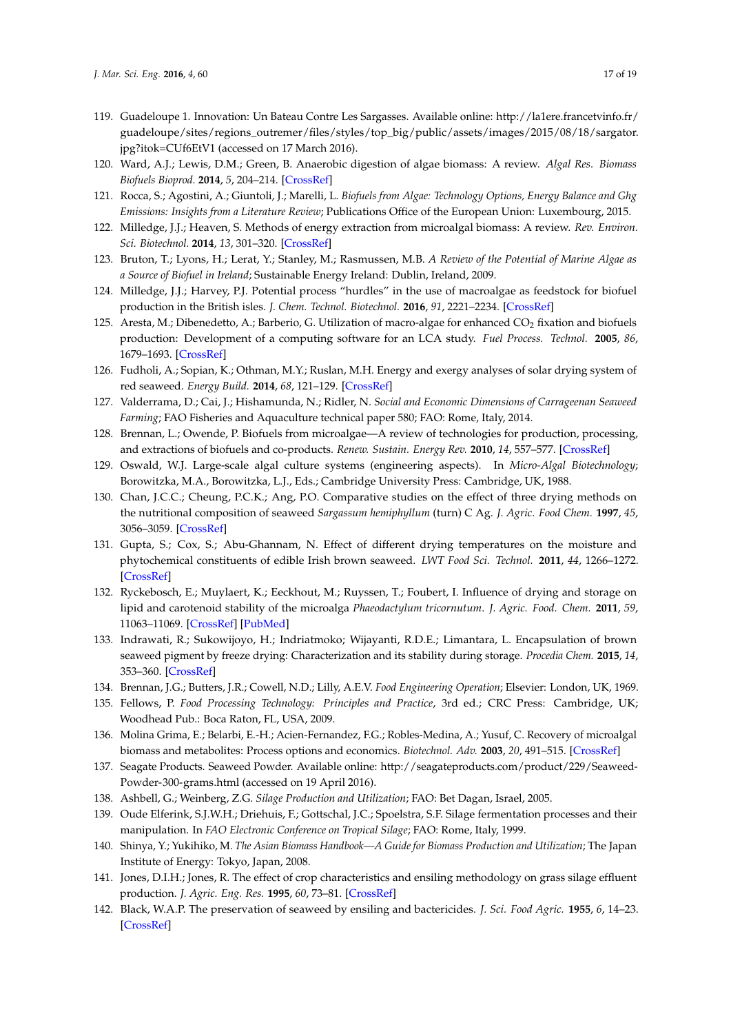119. Guadeloupe 1. Innovation: Un Bateau Contre Les Sargasses. Available online: http://la1ere.francetvinfo.fr/guadeloupe/sites/regions_outremer/files/styles/top_big/public/assets/images/2015/08/18/sargator.jpg?itok=CUf6EtV1 (accessed on 17 March 2016).
120. Ward, A.J.; Lewis, D.M.; Green, B. Anaerobic digestion of algae biomass: A review. *Algal Res. Biomass Biofuels Bioprod.* **2014**, *5*, 204–214. [CrossRef]
121. Rocca, S.; Agostini, A.; Giuntoli, J.; Marelli, L. *Biofuels from Algae: Technology Options, Energy Balance and Ghg Emissions: Insights from a Literature Review*; Publications Office of the European Union: Luxembourg, 2015.
122. Milledge, J.J.; Heaven, S. Methods of energy extraction from microalgal biomass: A review. *Rev. Environ. Sci. Biotechnol.* **2014**, *13*, 301–320. [CrossRef]
123. Bruton, T.; Lyons, H.; Lerat, Y.; Stanley, M.; Rasmussen, M.B. *A Review of the Potential of Marine Algae as a Source of Biofuel in Ireland*; Sustainable Energy Ireland: Dublin, Ireland, 2009.
124. Milledge, J.J.; Harvey, P.J. Potential process "hurdles" in the use of macroalgae as feedstock for biofuel production in the British isles. *J. Chem. Technol. Biotechnol.* **2016**, *91*, 2221–2234. [CrossRef]
125. Aresta, M.; Dibenedetto, A.; Barberio, G. Utilization of macro-algae for enhanced $CO_2$ fixation and biofuels production: Development of a computing software for an LCA study. *Fuel Process. Technol.* **2005**, *86*, 1679–1693. [CrossRef]
126. Fudholi, A.; Sopian, K.; Othman, M.Y.; Ruslan, M.H. Energy and exergy analyses of solar drying system of red seaweed. *Energy Build.* **2014**, *68*, 121–129. [CrossRef]
127. Valderrama, D.; Cai, J.; Hishamunda, N.; Ridler, N. *Social and Economic Dimensions of Carrageenan Seaweed Farming*; FAO Fisheries and Aquaculture technical paper 580; FAO: Rome, Italy, 2014.
128. Brennan, L.; Owende, P. Biofuels from microalgae—A review of technologies for production, processing, and extractions of biofuels and co-products. *Renew. Sustain. Energy Rev.* **2010**, *14*, 557–577. [CrossRef]
129. Oswald, W.J. Large-scale algal culture systems (engineering aspects). In *Micro-Algal Biotechnology*; Borowitzka, M.A., Borowitzka, L.J., Eds.; Cambridge University Press: Cambridge, UK, 1988.
130. Chan, J.C.C.; Cheung, P.C.K.; Ang, P.O. Comparative studies on the effect of three drying methods on the nutritional composition of seaweed *Sargassum hemiphyllum* (turn) C Ag. *J. Agric. Food Chem.* **1997**, *45*, 3056–3059. [CrossRef]
131. Gupta, S.; Cox, S.; Abu-Ghannam, N. Effect of different drying temperatures on the moisture and phytochemical constituents of edible Irish brown seaweed. *LWT Food Sci. Technol.* **2011**, *44*, 1266–1272. [CrossRef]
132. Ryckebosch, E.; Muylaert, K.; Eeckhout, M.; Ruyssen, T.; Foubert, I. Influence of drying and storage on lipid and carotenoid stability of the microalga *Phaeodactylum tricornutum*. *J. Agric. Food. Chem.* **2011**, *59*, 11063–11069. [CrossRef] [PubMed]
133. Indrawati, R.; Sukowijoyo, H.; Indriatmoko; Wijayanti, R.D.E.; Limantara, L. Encapsulation of brown seaweed pigment by freeze drying: Characterization and its stability during storage. *Procedia Chem.* **2015**, *14*, 353–360. [CrossRef]
134. Brennan, J.G.; Butters, J.R.; Cowell, N.D.; Lilly, A.E.V. *Food Engineering Operation*; Elsevier: London, UK, 1969.
135. Fellows, P. *Food Processing Technology: Principles and Practice*, 3rd ed.; CRC Press: Cambridge, UK; Woodhead Pub.: Boca Raton, FL, USA, 2009.
136. Molina Grima, E.; Belarbi, E.-H.; Acien-Fernandez, F.G.; Robles-Medina, A.; Yusuf, C. Recovery of microalgal biomass and metabolites: Process options and economics. *Biotechnol. Adv.* **2003**, *20*, 491–515. [CrossRef]
137. Seagate Products. Seaweed Powder. Available online: http://seagateproducts.com/product/229/Seaweed-Powder-300-grams.html (accessed on 19 April 2016).
138. Ashbell, G.; Weinberg, Z.G. *Silage Production and Utilization*; FAO: Bet Dagan, Israel, 2005.
139. Oude Elferink, S.J.W.H.; Driehuis, F.; Gottschal, J.C.; Spoelstra, S.F. Silage fermentation processes and their manipulation. In *FAO Electronic Conference on Tropical Silage*; FAO: Rome, Italy, 1999.
140. Shinya, Y.; Yukihiko, M. *The Asian Biomass Handbook—A Guide for Biomass Production and Utilization*; The Japan Institute of Energy: Tokyo, Japan, 2008.
141. Jones, D.I.H.; Jones, R. The effect of crop characteristics and ensiling methodology on grass silage effluent production. *J. Agric. Eng. Res.* **1995**, *60*, 73–81. [CrossRef]
142. Black, W.A.P. The preservation of seaweed by ensiling and bactericides. *J. Sci. Food Agric.* **1955**, *6*, 14–23. [CrossRef]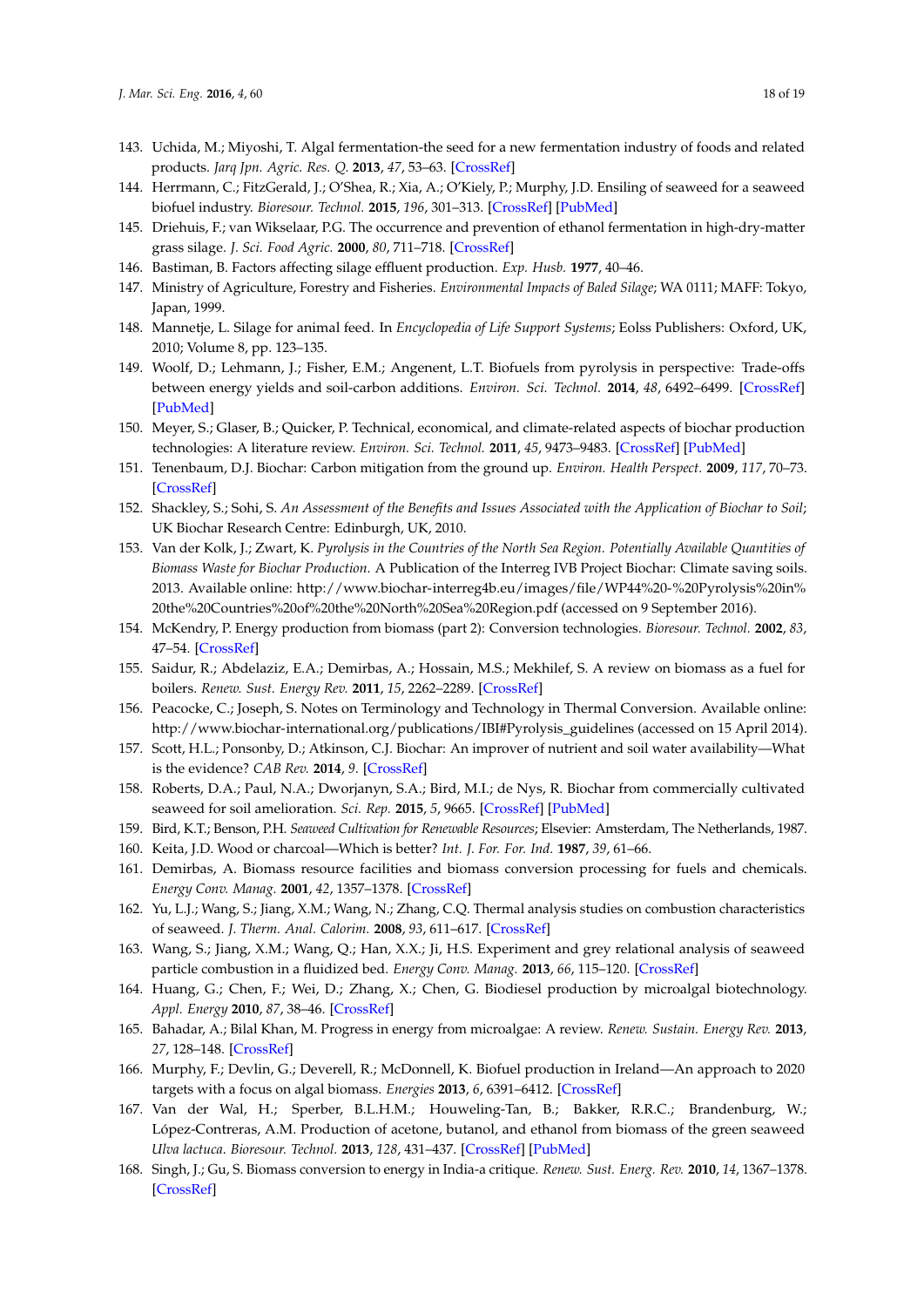143. Uchida, M.; Miyoshi, T. Algal fermentation-the seed for a new fermentation industry of foods and related products. *Jarq Jpn. Agric. Res. Q.* **2013**, *47*, 53–63. [CrossRef]
144. Herrmann, C.; FitzGerald, J.; O'Shea, R.; Xia, A.; O'Kiely, P.; Murphy, J.D. Ensiling of seaweed for a seaweed biofuel industry. *Bioresour. Technol.* **2015**, *196*, 301–313. [CrossRef] [PubMed]
145. Driehuis, F.; van Wikselaar, P.G. The occurrence and prevention of ethanol fermentation in high-dry-matter grass silage. *J. Sci. Food Agric.* **2000**, *80*, 711–718. [CrossRef]
146. Bastiman, B. Factors affecting silage effluent production. *Exp. Husb.* **1977**, 40–46.
147. Ministry of Agriculture, Forestry and Fisheries. *Environmental Impacts of Baled Silage*; WA 0111; MAFF: Tokyo, Japan, 1999.
148. Mannetje, L. Silage for animal feed. In *Encyclopedia of Life Support Systems*; Eolss Publishers: Oxford, UK, 2010; Volume 8, pp. 123–135.
149. Woolf, D.; Lehmann, J.; Fisher, E.M.; Angenent, L.T. Biofuels from pyrolysis in perspective: Trade-offs between energy yields and soil-carbon additions. *Environ. Sci. Technol.* **2014**, *48*, 6492–6499. [CrossRef] [PubMed]
150. Meyer, S.; Glaser, B.; Quicker, P. Technical, economical, and climate-related aspects of biochar production technologies: A literature review. *Environ. Sci. Technol.* **2011**, *45*, 9473–9483. [CrossRef] [PubMed]
151. Tenenbaum, D.J. Biochar: Carbon mitigation from the ground up. *Environ. Health Perspect.* **2009**, *117*, 70–73. [CrossRef]
152. Shackley, S.; Sohi, S. *An Assessment of the Benefits and Issues Associated with the Application of Biochar to Soil*; UK Biochar Research Centre: Edinburgh, UK, 2010.
153. Van der Kolk, J.; Zwart, K. *Pyrolysis in the Countries of the North Sea Region. Potentially Available Quantities of Biomass Waste for Biochar Production.* A Publication of the Interreg IVB Project Biochar: Climate saving soils. 2013. Available online: http://www.biochar-interreg4b.eu/images/file/WP44%20-%20Pyrolysis%20in%20the%20Countries%20of%20the%20North%20Sea%20Region.pdf (accessed on 9 September 2016).
154. McKendry, P. Energy production from biomass (part 2): Conversion technologies. *Bioresour. Technol.* **2002**, *83*, 47–54. [CrossRef]
155. Saidur, R.; Abdelaziz, E.A.; Demirbas, A.; Hossain, M.S.; Mekhilef, S. A review on biomass as a fuel for boilers. *Renew. Sust. Energy Rev.* **2011**, *15*, 2262–2289. [CrossRef]
156. Peacocke, C.; Joseph, S. Notes on Terminology and Technology in Thermal Conversion. Available online: http://www.biochar-international.org/publications/IBI#Pyrolysis_guidelines (accessed on 15 April 2014).
157. Scott, H.L.; Ponsonby, D.; Atkinson, C.J. Biochar: An improver of nutrient and soil water availability—What is the evidence? *CAB Rev.* **2014**, *9*. [CrossRef]
158. Roberts, D.A.; Paul, N.A.; Dworjanyn, S.A.; Bird, M.I.; de Nys, R. Biochar from commercially cultivated seaweed for soil amelioration. *Sci. Rep.* **2015**, *5*, 9665. [CrossRef] [PubMed]
159. Bird, K.T.; Benson, P.H. *Seaweed Cultivation for Renewable Resources*; Elsevier: Amsterdam, The Netherlands, 1987.
160. Keita, J.D. Wood or charcoal—Which is better? *Int. J. For. For. Ind.* **1987**, *39*, 61–66.
161. Demirbas, A. Biomass resource facilities and biomass conversion processing for fuels and chemicals. *Energy Conv. Manag.* **2001**, *42*, 1357–1378. [CrossRef]
162. Yu, L.J.; Wang, S.; Jiang, X.M.; Wang, N.; Zhang, C.Q. Thermal analysis studies on combustion characteristics of seaweed. *J. Therm. Anal. Calorim.* **2008**, *93*, 611–617. [CrossRef]
163. Wang, S.; Jiang, X.M.; Wang, Q.; Han, X.X.; Ji, H.S. Experiment and grey relational analysis of seaweed particle combustion in a fluidized bed. *Energy Conv. Manag.* **2013**, *66*, 115–120. [CrossRef]
164. Huang, G.; Chen, F.; Wei, D.; Zhang, X.; Chen, G. Biodiesel production by microalgal biotechnology. *Appl. Energy* **2010**, *87*, 38–46. [CrossRef]
165. Bahadar, A.; Bilal Khan, M. Progress in energy from microalgae: A review. *Renew. Sustain. Energy Rev.* **2013**, *27*, 128–148. [CrossRef]
166. Murphy, F.; Devlin, G.; Deverell, R.; McDonnell, K. Biofuel production in Ireland—An approach to 2020 targets with a focus on algal biomass. *Energies* **2013**, *6*, 6391–6412. [CrossRef]
167. Van der Wal, H.; Sperber, B.L.H.M.; Houweling-Tan, B.; Bakker, R.R.C.; Brandenburg, W.; López-Contreras, A.M. Production of acetone, butanol, and ethanol from biomass of the green seaweed *Ulva lactuca*. *Bioresour. Technol.* **2013**, *128*, 431–437. [CrossRef] [PubMed]
168. Singh, J.; Gu, S. Biomass conversion to energy in India-a critique. *Renew. Sust. Energ. Rev.* **2010**, *14*, 1367–1378. [CrossRef]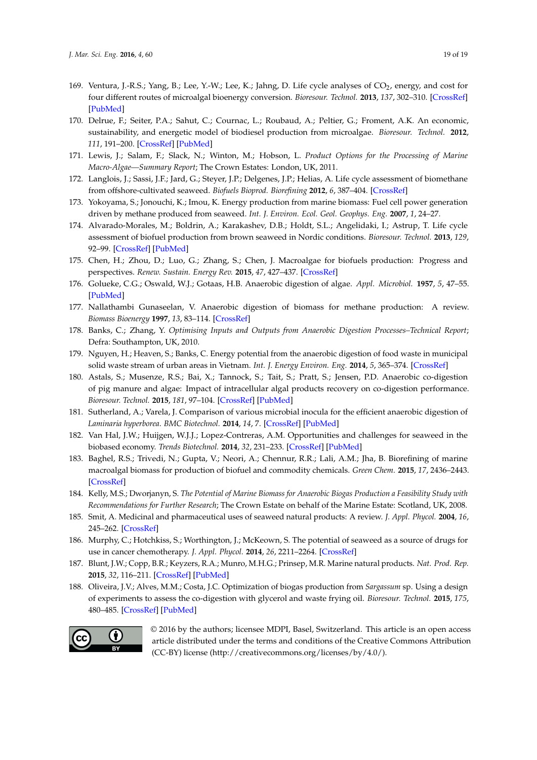169. Ventura, J.-R.S.; Yang, B.; Lee, Y.-W.; Lee, K.; Jahng, D. Life cycle analyses of $CO_2$, energy, and cost for four different routes of microalgal bioenergy conversion. *Bioresour. Technol.* **2013**, *137*, 302–310. [CrossRef] [PubMed]
170. Delrue, F.; Seiter, P.A.; Sahut, C.; Cournac, L.; Roubaud, A.; Peltier, G.; Froment, A.K. An economic, sustainability, and energetic model of biodiesel production from microalgae. *Bioresour. Technol.* **2012**, *111*, 191–200. [CrossRef] [PubMed]
171. Lewis, J.; Salam, F.; Slack, N.; Winton, M.; Hobson, L. *Product Options for the Processing of Marine Macro-Algae—Summary Report*; The Crown Estates: London, UK, 2011.
172. Langlois, J.; Sassi, J.F.; Jard, G.; Steyer, J.P.; Delgenes, J.P.; Helias, A. Life cycle assessment of biomethane from offshore-cultivated seaweed. *Biofuels Bioprod. Biorefining* **2012**, *6*, 387–404. [CrossRef]
173. Yokoyama, S.; Jonouchi, K.; Imou, K. Energy production from marine biomass: Fuel cell power generation driven by methane produced from seaweed. *Int. J. Environ. Ecol. Geol. Geophys. Eng.* **2007**, *1*, 24–27.
174. Alvarado-Morales, M.; Boldrin, A.; Karakashev, D.B.; Holdt, S.L.; Angelidaki, I.; Astrup, T. Life cycle assessment of biofuel production from brown seaweed in Nordic conditions. *Bioresour. Technol.* **2013**, *129*, 92–99. [CrossRef] [PubMed]
175. Chen, H.; Zhou, D.; Luo, G.; Zhang, S.; Chen, J. Macroalgae for biofuels production: Progress and perspectives. *Renew. Sustain. Energy Rev.* **2015**, *47*, 427–437. [CrossRef]
176. Golueke, C.G.; Oswald, W.J.; Gotaas, H.B. Anaerobic digestion of algae. *Appl. Microbiol.* **1957**, *5*, 47–55. [PubMed]
177. Nallathambi Gunaseelan, V. Anaerobic digestion of biomass for methane production: A review. *Biomass Bioenergy* **1997**, *13*, 83–114. [CrossRef]
178. Banks, C.; Zhang, Y. *Optimising Inputs and Outputs from Anaerobic Digestion Processes–Technical Report*; Defra: Southampton, UK, 2010.
179. Nguyen, H.; Heaven, S.; Banks, C. Energy potential from the anaerobic digestion of food waste in municipal solid waste stream of urban areas in Vietnam. *Int. J. Energy Environ. Eng.* **2014**, *5*, 365–374. [CrossRef]
180. Astals, S.; Musenze, R.S.; Bai, X.; Tannock, S.; Tait, S.; Pratt, S.; Jensen, P.D. Anaerobic co-digestion of pig manure and algae: Impact of intracellular algal products recovery on co-digestion performance. *Bioresour. Technol.* **2015**, *181*, 97–104. [CrossRef] [PubMed]
181. Sutherland, A.; Varela, J. Comparison of various microbial inocula for the efficient anaerobic digestion of *Laminaria hyperborea*. *BMC Biotechnol.* **2014**, *14*, 7. [CrossRef] [PubMed]
182. Van Hal, J.W.; Huijgen, W.J.J.; Lopez-Contreras, A.M. Opportunities and challenges for seaweed in the biobased economy. *Trends Biotechnol.* **2014**, *32*, 231–233. [CrossRef] [PubMed]
183. Baghel, R.S.; Trivedi, N.; Gupta, V.; Neori, A.; Chennur, R.R.; Lali, A.M.; Jha, B. Biorefining of marine macroalgal biomass for production of biofuel and commodity chemicals. *Green Chem.* **2015**, *17*, 2436–2443. [CrossRef]
184. Kelly, M.S.; Dworjanyn, S. *The Potential of Marine Biomass for Anaerobic Biogas Production a Feasibility Study with Recommendations for Further Research*; The Crown Estate on behalf of the Marine Estate: Scotland, UK, 2008.
185. Smit, A. Medicinal and pharmaceutical uses of seaweed natural products: A review. *J. Appl. Phycol.* **2004**, *16*, 245–262. [CrossRef]
186. Murphy, C.; Hotchkiss, S.; Worthington, J.; McKeown, S. The potential of seaweed as a source of drugs for use in cancer chemotherapy. *J. Appl. Phycol.* **2014**, *26*, 2211–2264. [CrossRef]
187. Blunt, J.W.; Copp, B.R.; Keyzers, R.A.; Munro, M.H.G.; Prinsep, M.R. Marine natural products. *Nat. Prod. Rep.* **2015**, *32*, 116–211. [CrossRef] [PubMed]
188. Oliveira, J.V.; Alves, M.M.; Costa, J.C. Optimization of biogas production from *Sargassum* sp. Using a design of experiments to assess the co-digestion with glycerol and waste frying oil. *Bioresour. Technol.* **2015**, *175*, 480–485. [CrossRef] [PubMed]

© 2016 by the authors; licensee MDPI, Basel, Switzerland. This article is an open access article distributed under the terms and conditions of the Creative Commons Attribution (CC-BY) license (http://creativecommons.org/licenses/by/4.0/).